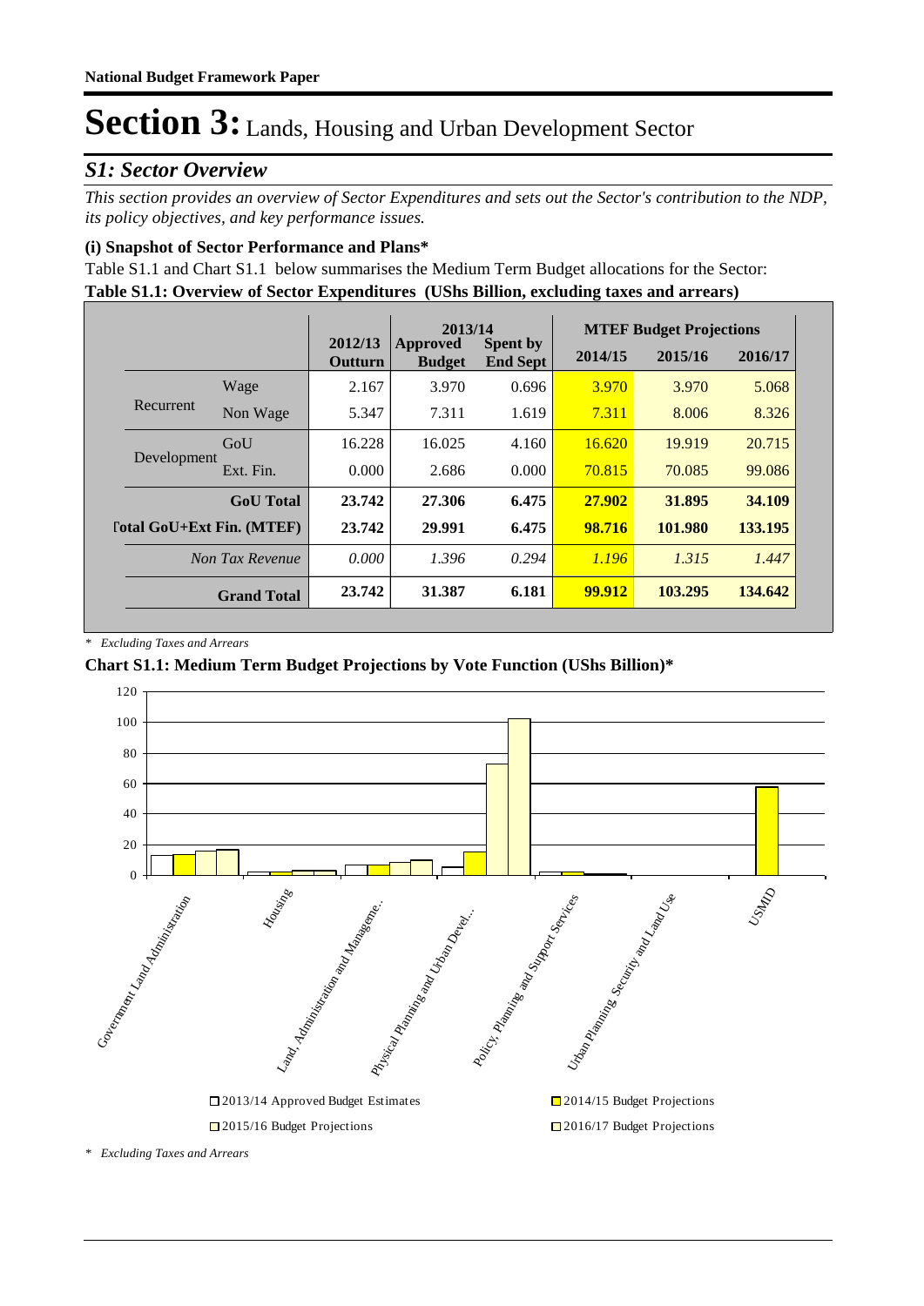# Section 3: Lands, Housing and Urban Development Sector

## *S1: Sector Overview*

*This section provides an overview of Sector Expenditures and sets out the Sector's contribution to the NDP, its policy objectives, and key performance issues.*

### (i) Snapshot of Sector Performance and Plans*

Table S1.1 and Chart S1.1 below summarises the Medium Term Budget allocations for the Sector:

**Table S1.1: Overview of Sector Expenditures (UShs Billion, excluding taxes and arrears)**

| | | 2012/13 Outturn | 2013/14 Approved Budget | 2013/14 Spent by End Sept | MTEF Budget Projections 2014/15 | 2015/16 | 2016/17 |
|---|---|---|---|---|---|---|---|
| Recurrent | Wage | 2.167 | 3.970 | 0.696 | 3.970 | 3.970 | 5.068 |
| | Non Wage | 5.347 | 7.311 | 1.619 | 7.311 | 8.006 | 8.326 |
| Development | GoU | 16.228 | 16.025 | 4.160 | 16.620 | 19.919 | 20.715 |
| | Ext. Fin. | 0.000 | 2.686 | 0.000 | 70.815 | 70.085 | 99.086 |
| **GoU Total** | | **23.742** | **27.306** | **6.475** | **27.902** | **31.895** | **34.109** |
| **Total GoU+Ext Fin. (MTEF)** | | **23.742** | **29.991** | **6.475** | **98.716** | **101.980** | **133.195** |
| *Non Tax Revenue* | | *0.000* | *1.396* | *0.294* | *1.196* | *1.315* | *1.447* |
| **Grand Total** | | **23.742** | **31.387** | **6.181** | **99.912** | **103.295** | **134.642** |

\* *Excluding Taxes and Arrears*

**Chart S1.1: Medium Term Budget Projections by Vote Function (UShs Billion)***

\* *Excluding Taxes and Arrears*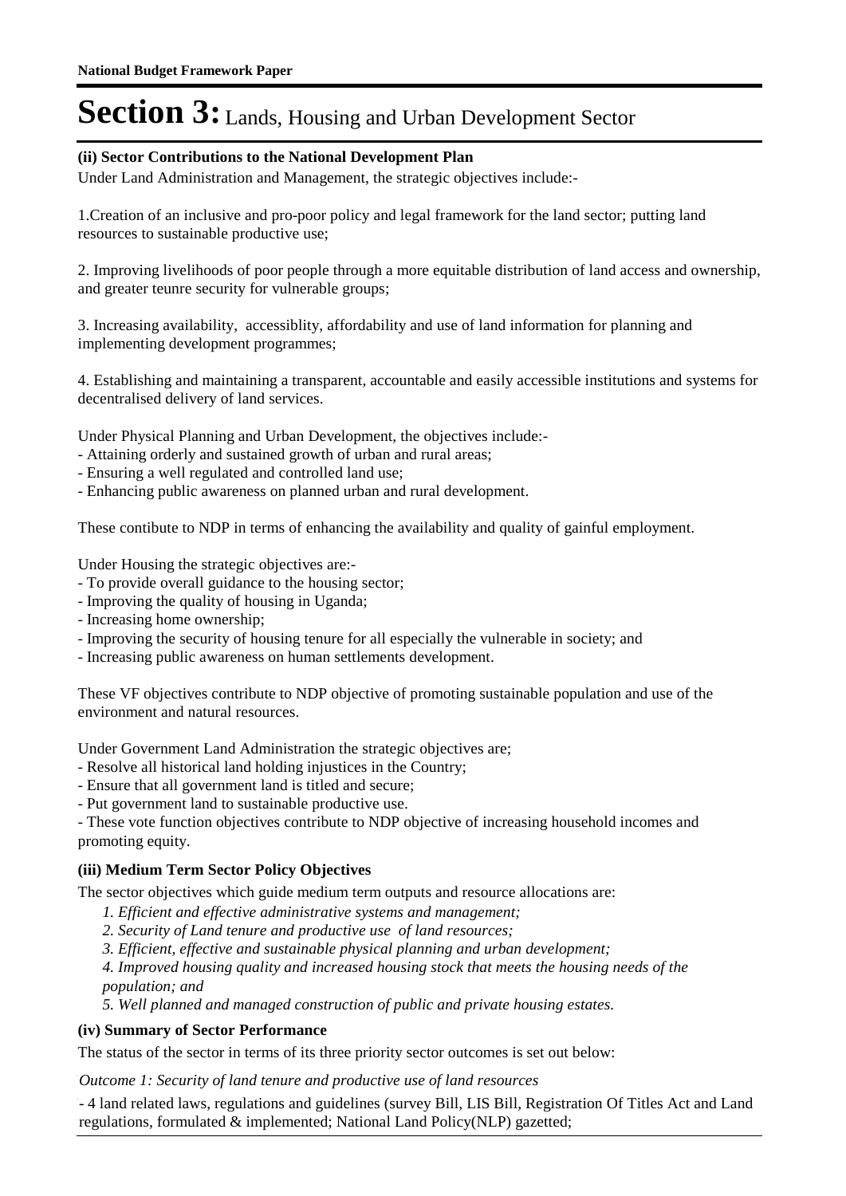# Section 3: Lands, Housing and Urban Development Sector

### (ii) Sector Contributions to the National Development Plan

Under Land Administration and Management, the strategic objectives include:-

1.Creation of an inclusive and pro-poor policy and legal framework for the land sector; putting land resources to sustainable productive use;

2. Improving livelihoods of poor people through a more equitable distribution of land access and ownership, and greater teunre security for vulnerable groups;

3. Increasing availability, accessiblity, affordability and use of land information for planning and implementing development programmes;

4. Establishing and maintaining a transparent, accountable and easily accessible institutions and systems for decentralised delivery of land services.

Under Physical Planning and Urban Development, the objectives include:-
- Attaining orderly and sustained growth of urban and rural areas;
- Ensuring a well regulated and controlled land use;
- Enhancing public awareness on planned urban and rural development.

These contibute to NDP in terms of enhancing the availability and quality of gainful employment.

Under Housing the strategic objectives are:-
- To provide overall guidance to the housing sector;
- Improving the quality of housing in Uganda;
- Increasing home ownership;
- Improving the security of housing tenure for all especially the vulnerable in society; and
- Increasing public awareness on human settlements development.

These VF objectives contribute to NDP objective of promoting sustainable population and use of the environment and natural resources.

Under Government Land Administration the strategic objectives are;
- Resolve all historical land holding injustices in the Country;
- Ensure that all government land is titled and secure;
- Put government land to sustainable productive use.
- These vote function objectives contribute to NDP objective of increasing household incomes and promoting equity.

### (iii) Medium Term Sector Policy Objectives

The sector objectives which guide medium term outputs and resource allocations are:

*1. Efficient and effective administrative systems and management;*
*2. Security of Land tenure and productive use of land resources;*
*3. Efficient, effective and sustainable physical planning and urban development;*
*4. Improved housing quality and increased housing stock that meets the housing needs of the population; and*
*5. Well planned and managed construction of public and private housing estates.*

### (iv) Summary of Sector Performance

The status of the sector in terms of its three priority sector outcomes is set out below:

*Outcome 1: Security of land tenure and productive use of land resources*

- 4 land related laws, regulations and guidelines (survey Bill, LIS Bill, Registration Of Titles Act and Land regulations, formulated & implemented; National Land Policy(NLP) gazetted;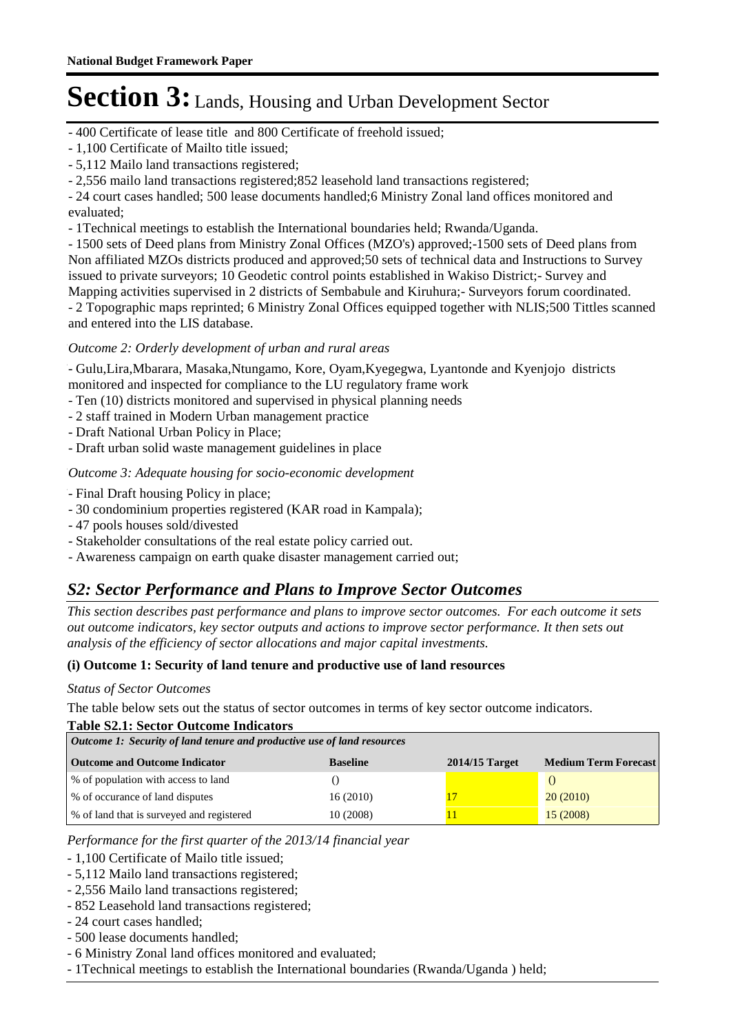# Section 3: Lands, Housing and Urban Development Sector

- 400 Certificate of lease title  and 800 Certificate of freehold issued;
- 1,100 Certificate of Mailto title issued;
- 5,112 Mailo land transactions registered;
- 2,556 mailo land transactions registered;852 leasehold land transactions registered;
- 24 court cases handled; 500 lease documents handled;6 Ministry Zonal land offices monitored and evaluated;
- 1Technical meetings to establish the International boundaries held; Rwanda/Uganda.
- 1500 sets of Deed plans from Ministry Zonal Offices (MZO's) approved;-1500 sets of Deed plans from Non affiliated MZOs districts produced and approved;50 sets of technical data and Instructions to Survey issued to private surveyors; 10 Geodetic control points established in Wakiso District;- Survey and Mapping activities supervised in 2 districts of Sembabule and Kiruhura;- Surveyors forum coordinated.
- 2 Topographic maps reprinted; 6 Ministry Zonal Offices equipped together with NLIS;500 Tittles scanned and entered into the LIS database.

*Outcome 2: Orderly development of urban and rural areas*

- Gulu,Lira,Mbarara, Masaka,Ntungamo, Kore, Oyam,Kyegegwa, Lyantonde and Kyenjojo  districts monitored and inspected for compliance to the LU regulatory frame work
- Ten (10) districts monitored and supervised in physical planning needs
- 2 staff trained in Modern Urban management practice
- Draft National Urban Policy in Place;
- Draft urban solid waste management guidelines in place

*Outcome 3: Adequate housing for socio-economic development*

- Final Draft housing Policy in place;
- 30 condominium properties registered (KAR road in Kampala);
- 47 pools houses sold/divested
- Stakeholder consultations of the real estate policy carried out.
- Awareness campaign on earth quake disaster management carried out;

## *S2: Sector Performance and Plans to Improve Sector Outcomes*

*This section describes past performance and plans to improve sector outcomes.  For each outcome it sets out outcome indicators, key sector outputs and actions to improve sector performance. It then sets out analysis of the efficiency of sector allocations and major capital investments.*

**(i) Outcome 1: Security of land tenure and productive use of land resources**

*Status of Sector Outcomes*

The table below sets out the status of sector outcomes in terms of key sector outcome indicators.

**Table S2.1: Sector Outcome Indicators**

| *Outcome 1:  Security of land tenure and productive use of land resources* | | | |
|---|---|---|---|
| **Outcome and Outcome Indicator** | **Baseline** | **2014/15 Target** | **Medium Term Forecast** |
| % of population with access to land | () | | () |
| % of occurance of land disputes | 16 (2010) | 17 | 20 (2010) |
| % of land that is surveyed and registered | 10 (2008) | 11 | 15 (2008) |

*Performance for the first quarter of the 2013/14 financial year*

- 1,100 Certificate of Mailo title issued;
- 5,112 Mailo land transactions registered;
- 2,556 Mailo land transactions registered;
- 852 Leasehold land transactions registered;
- 24 court cases handled;
- 500 lease documents handled;
- 6 Ministry Zonal land offices monitored and evaluated;
- 1Technical meetings to establish the International boundaries (Rwanda/Uganda ) held;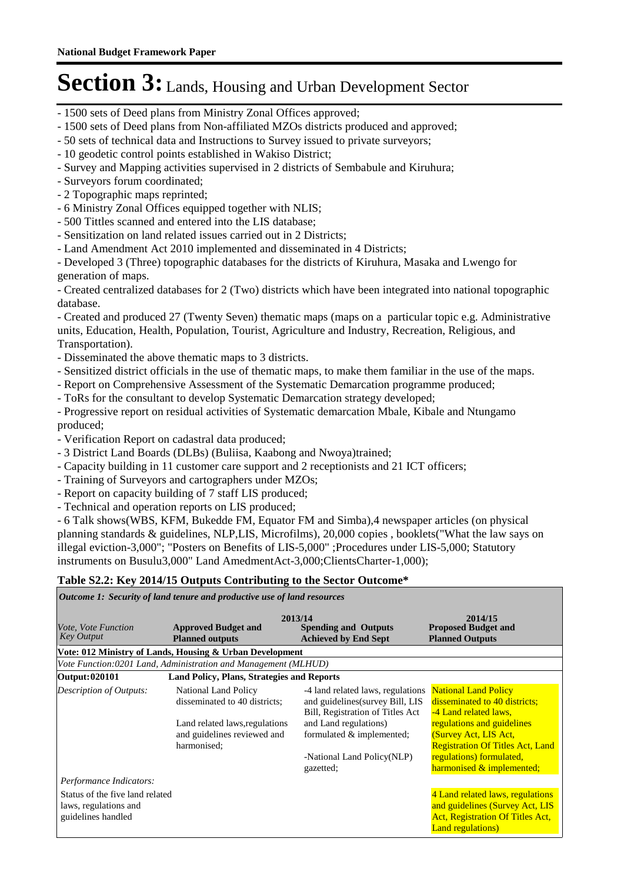# Section 3: Lands, Housing and Urban Development Sector

- 1500 sets of Deed plans from Ministry Zonal Offices approved;
- 1500 sets of Deed plans from Non-affiliated MZOs districts produced and approved;
- 50 sets of technical data and Instructions to Survey issued to private surveyors;
- 10 geodetic control points established in Wakiso District;
- Survey and Mapping activities supervised in 2 districts of Sembabule and Kiruhura;
- Surveyors forum coordinated;
- 2 Topographic maps reprinted;
- 6 Ministry Zonal Offices equipped together with NLIS;
- 500 Tittles scanned and entered into the LIS database;
- Sensitization on land related issues carried out in 2 Districts;
- Land Amendment Act 2010 implemented and disseminated in 4 Districts;
- Developed 3 (Three) topographic databases for the districts of Kiruhura, Masaka and Lwengo for generation of maps.
- Created centralized databases for 2 (Two) districts which have been integrated into national topographic database.
- Created and produced 27 (Twenty Seven) thematic maps (maps on a particular topic e.g. Administrative units, Education, Health, Population, Tourist, Agriculture and Industry, Recreation, Religious, and Transportation).
- Disseminated the above thematic maps to 3 districts.
- Sensitized district officials in the use of thematic maps, to make them familiar in the use of the maps.
- Report on Comprehensive Assessment of the Systematic Demarcation programme produced;
- ToRs for the consultant to develop Systematic Demarcation strategy developed;
- Progressive report on residual activities of Systematic demarcation Mbale, Kibale and Ntungamo produced;
- Verification Report on cadastral data produced;
- 3 District Land Boards (DLBs) (Buliisa, Kaabong and Nwoya)trained;
- Capacity building in 11 customer care support and 2 receptionists and 21 ICT officers;
- Training of Surveyors and cartographers under MZOs;
- Report on capacity building of 7 staff LIS produced;
- Technical and operation reports on LIS produced;
- 6 Talk shows(WBS, KFM, Bukedde FM, Equator FM and Simba),4 newspaper articles (on physical planning standards & guidelines, NLP,LIS, Microfilms), 20,000 copies , booklets("What the law says on illegal eviction-3,000"; "Posters on Benefits of LIS-5,000" ;Procedures under LIS-5,000; Statutory instruments on Busulu3,000" Land AmedmentAct-3,000;ClientsCharter-1,000);

**Table S2.2: Key 2014/15 Outputs Contributing to the Sector Outcome***

| *Outcome 1: Security of land tenure and productive use of land resources* | | | |
|---|---|---|---|
| *Vote, Vote Function Key Output* | 2013/14 **Approved Budget and Planned outputs** | **Spending and Outputs Achieved by End Sept** | 2014/15 **Proposed Budget and Planned Outputs** |
| **Vote: 012 Ministry of Lands, Housing & Urban Development** | | | |
| *Vote Function:0201 Land, Administration and Management (MLHUD)* | | | |
| **Output:020101** | **Land Policy, Plans, Strategies and Reports** | | |
| *Description of Outputs:* | National Land Policy disseminated to 40 districts;<br><br>Land related laws,regulations and guidelines reviewed and harmonised; | -4 land related laws, regulations and guidelines(survey Bill, LIS Bill, Registration of Titles Act and Land regulations) formulated & implemented;<br><br>-National Land Policy(NLP) gazetted; | National Land Policy disseminated to 40 districts;<br>-4 Land related laws, regulations and guidelines (Survey Act, LIS Act, Registration Of Titles Act, Land regulations) formulated, harmonised & implemented; |
| *Performance Indicators:* | | | |
| Status of the five land related laws, regulations and guidelines handled | | | 4 Land related laws, regulations and guidelines (Survey Act, LIS Act, Registration Of Titles Act, Land regulations) |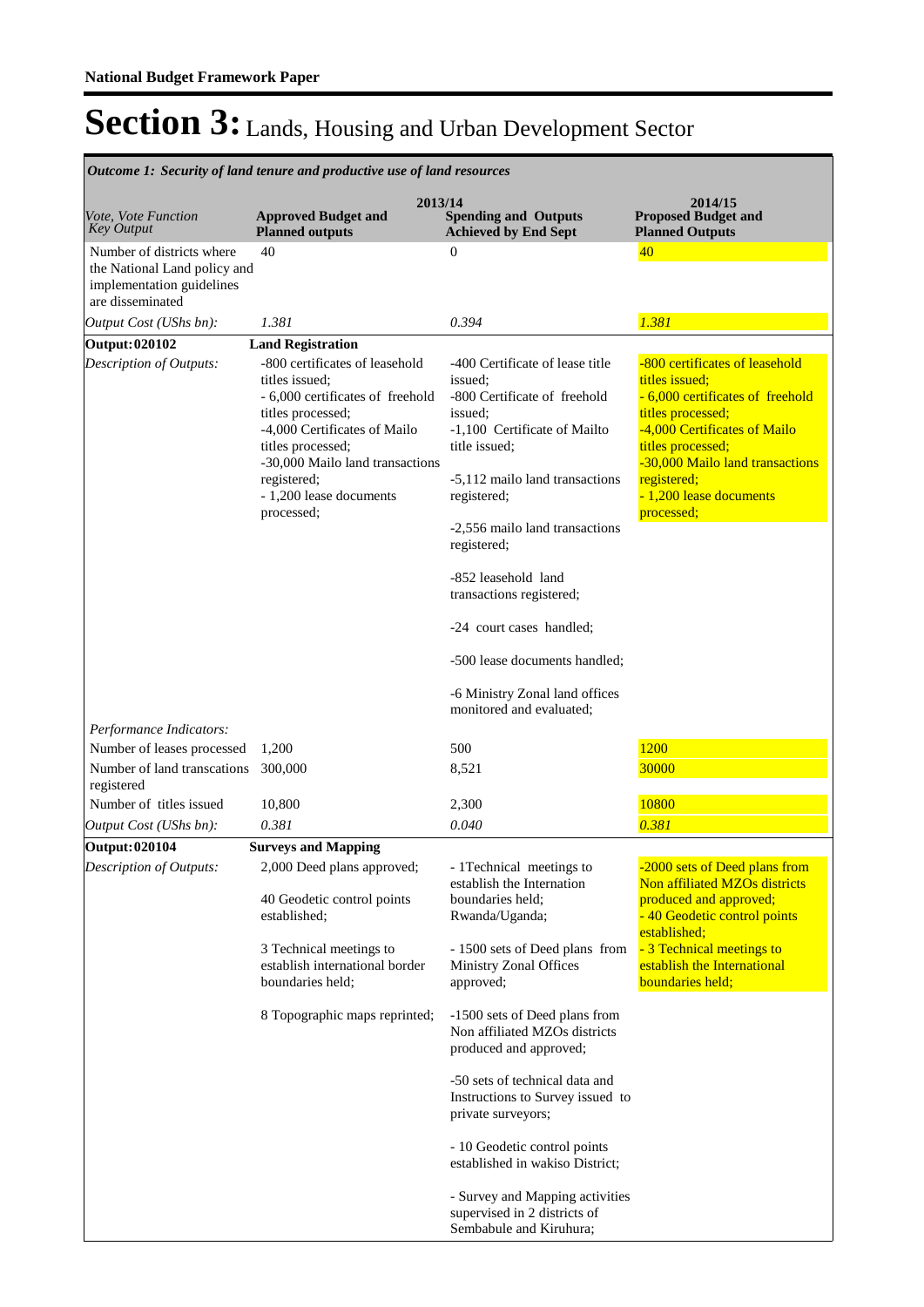**National Budget Framework Paper**

# Section 3: Lands, Housing and Urban Development Sector

*Outcome 1: Security of land tenure and productive use of land resources*

| *Vote, Vote Function Key Output* | 2013/14 Approved Budget and Planned outputs | 2013/14 Spending and Outputs Achieved by End Sept | 2014/15 Proposed Budget and Planned Outputs |
|---|---|---|---|
| Number of districts where the National Land policy and implementation guidelines are disseminated | 40 | 0 | 40 |
| *Output Cost (UShs bn):* | *1.381* | *0.394* | *1.381* |
| **Output: 020102** | **Land Registration** | | |
| *Description of Outputs:* | -800 certificates of leasehold titles issued;<br>- 6,000 certificates of freehold titles processed;<br>-4,000 Certificates of Mailo titles processed;<br>-30,000 Mailo land transactions registered;<br>- 1,200 lease documents processed; | -400 Certificate of lease title issued;<br>-800 Certificate of freehold issued;<br>-1,100 Certificate of Mailto title issued;<br><br>-5,112 mailo land transactions registered;<br><br>-2,556 mailo land transactions registered;<br><br>-852 leasehold land transactions registered;<br><br>-24 court cases handled;<br><br>-500 lease documents handled;<br><br>-6 Ministry Zonal land offices monitored and evaluated; | -800 certificates of leasehold titles issued;<br>- 6,000 certificates of freehold titles processed;<br>-4,000 Certificates of Mailo titles processed;<br>-30,000 Mailo land transactions registered;<br>- 1,200 lease documents processed; |
| *Performance Indicators:* | | | |
| Number of leases processed | 1,200 | 500 | 1200 |
| Number of land transcations registered | 300,000 | 8,521 | 30000 |
| Number of titles issued | 10,800 | 2,300 | 10800 |
| *Output Cost (UShs bn):* | *0.381* | *0.040* | *0.381* |
| **Output: 020104** | **Surveys and Mapping** | | |
| *Description of Outputs:* | 2,000 Deed plans approved;<br><br>40 Geodetic control points established;<br><br>3 Technical meetings to establish international border boundaries held;<br><br>8 Topographic maps reprinted; | - 1Technical meetings to establish the Internation boundaries held; Rwanda/Uganda;<br><br>- 1500 sets of Deed plans from Ministry Zonal Offices approved;<br><br>-1500 sets of Deed plans from Non affiliated MZOs districts produced and approved;<br><br>-50 sets of technical data and Instructions to Survey issued to private surveyors;<br><br>- 10 Geodetic control points established in wakiso District;<br><br>- Survey and Mapping activities supervised in 2 districts of Sembabule and Kiruhura; | -2000 sets of Deed plans from Non affiliated MZOs districts produced and approved;<br>- 40 Geodetic control points established;<br>- 3 Technical meetings to establish the International boundaries held; |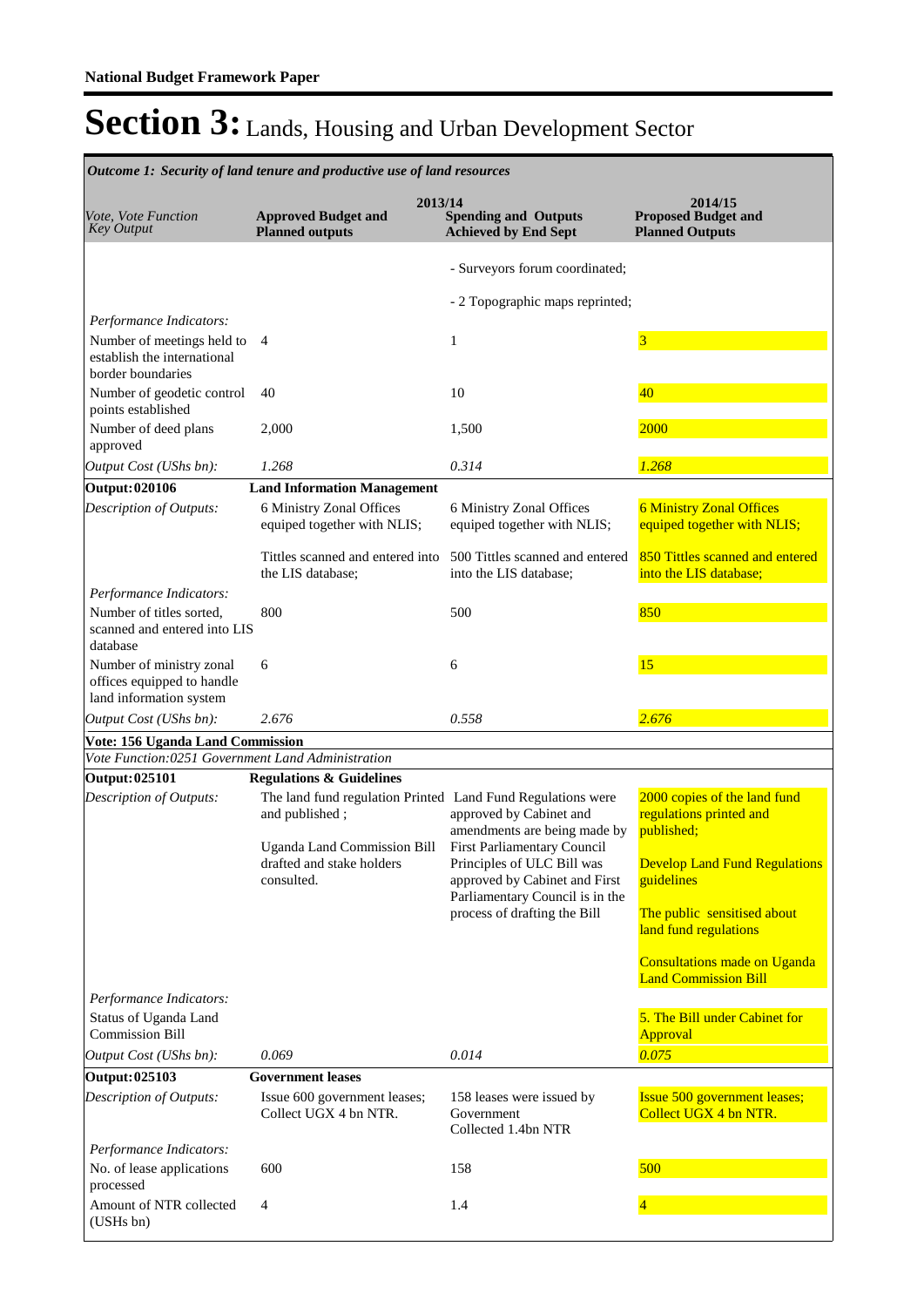# Section 3: Lands, Housing and Urban Development Sector

| *Outcome 1: Security of land tenure and productive use of land resources* | | | |
|---|---|---|---|
| | **2013/14** | | **2014/15** |
| *Vote, Vote Function Key Output* | **Approved Budget and Planned outputs** | **Spending and Outputs Achieved by End Sept** | **Proposed Budget and Planned Outputs** |
| | | - Surveyors forum coordinated;<br><br>- 2 Topographic maps reprinted; | |
| *Performance Indicators:* | | | |
| Number of meetings held to establish the international border boundaries | 4 | 1 | 3 |
| Number of geodetic control points established | 40 | 10 | 40 |
| Number of deed plans approved | 2,000 | 1,500 | 2000 |
| *Output Cost (UShs bn):* | *1.268* | *0.314* | *1.268* |
| **Output: 020106** | **Land Information Management** | | |
| *Description of Outputs:* | 6 Ministry Zonal Offices equiped together with NLIS;<br><br>Tittles scanned and entered into the LIS database; | 6 Ministry Zonal Offices equiped together with NLIS;<br><br>500 Tittles scanned and entered into the LIS database; | 6 Ministry Zonal Offices equiped together with NLIS;<br><br>850 Tittles scanned and entered into the LIS database; |
| *Performance Indicators:* | | | |
| Number of titles sorted, scanned and entered into LIS database | 800 | 500 | 850 |
| Number of ministry zonal offices equipped to handle land information system | 6 | 6 | 15 |
| *Output Cost (UShs bn):* | *2.676* | *0.558* | *2.676* |
| **Vote: 156 Uganda Land Commission** | | | |
| *Vote Function:0251 Government Land Administration* | | | |
| **Output: 025101** | **Regulations & Guidelines** | | |
| *Description of Outputs:* | The land fund regulation Printed and published ;<br><br>Uganda Land Commission Bill drafted and stake holders consulted. | Land Fund Regulations were approved by Cabinet and amendments are being made by First Parliamentary Council Principles of ULC Bill was approved by Cabinet and First Parliamentary Council is in the process of drafting the Bill | 2000 copies of the land fund regulations printed and published;<br><br>Develop Land Fund Regulations guidelines<br><br>The public sensitised about land fund regulations<br><br>Consultations made on Uganda Land Commission Bill |
| *Performance Indicators:* | | | |
| Status of Uganda Land Commission Bill | | | 5. The Bill under Cabinet for Approval |
| *Output Cost (UShs bn):* | *0.069* | *0.014* | *0.075* |
| **Output: 025103** | **Government leases** | | |
| *Description of Outputs:* | Issue 600 government leases; Collect UGX 4 bn NTR. | 158 leases were issued by Government<br>Collected 1.4bn NTR | Issue 500 government leases; Collect UGX 4 bn NTR. |
| *Performance Indicators:* | | | |
| No. of lease applications processed | 600 | 158 | 500 |
| Amount of NTR collected (USHs bn) | 4 | 1.4 | 4 |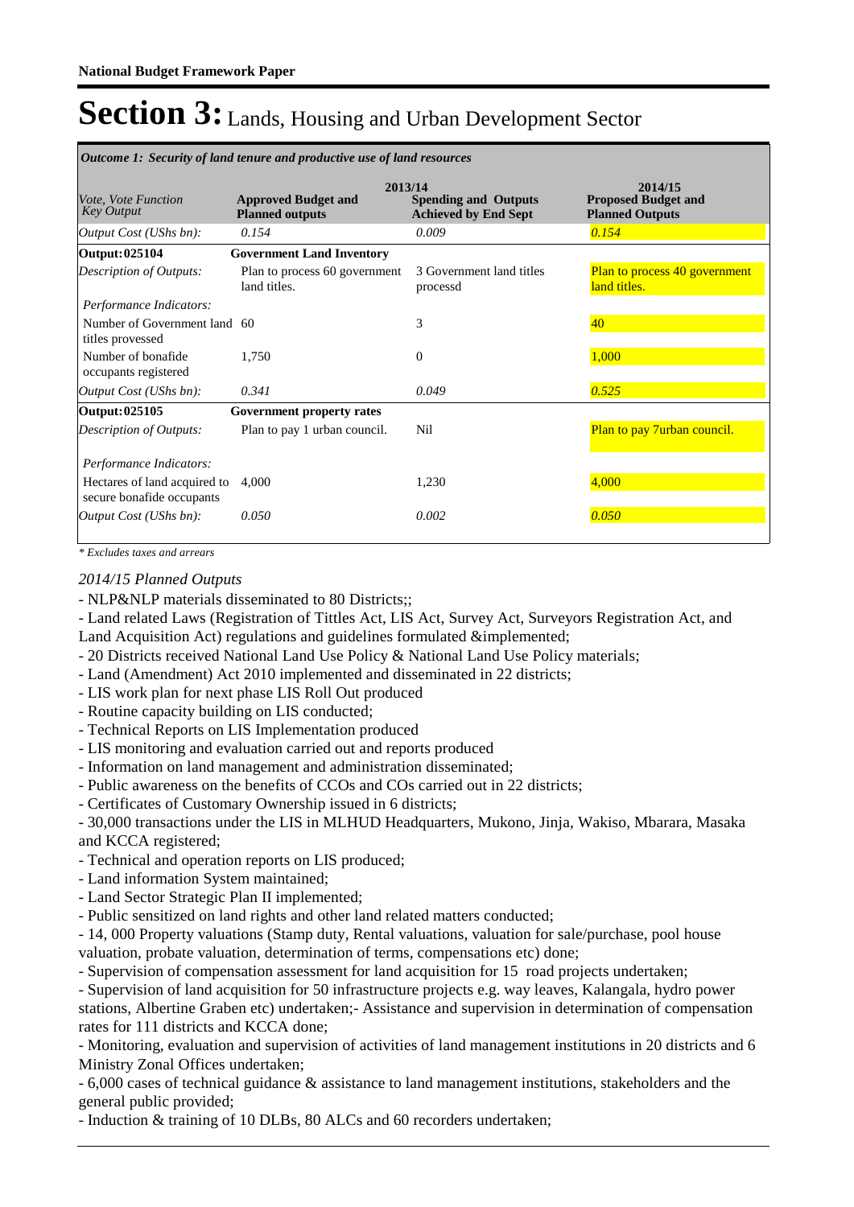**National Budget Framework Paper**

# Section 3: Lands, Housing and Urban Development Sector

| *Outcome 1: Security of land tenure and productive use of land resources* | | | |
|---|---|---|---|
| | 2013/14 | | 2014/15 |
| *Vote, Vote Function Key Output* | **Approved Budget and Planned outputs** | **Spending and Outputs Achieved by End Sept** | **Proposed Budget and Planned Outputs** |
| *Output Cost (UShs bn):* | *0.154* | *0.009* | *0.154* |
| **Output: 025104** | **Government Land Inventory** | | |
| *Description of Outputs:* | Plan to process 60 government land titles. | 3 Government land titles processd | Plan to process 40 government land titles. |
| *Performance Indicators:* | | | |
| Number of Government land titles provessed | 60 | 3 | 40 |
| Number of bonafide occupants registered | 1,750 | 0 | 1,000 |
| *Output Cost (UShs bn):* | *0.341* | *0.049* | *0.525* |
| **Output: 025105** | **Government property rates** | | |
| *Description of Outputs:* | Plan to pay 1 urban council. | Nil | Plan to pay 7urban council. |
| *Performance Indicators:* | | | |
| Hectares of land acquired to secure bonafide occupants | 4,000 | 1,230 | 4,000 |
| *Output Cost (UShs bn):* | *0.050* | *0.002* | *0.050* |

*\* Excludes taxes and arrears*

*2014/15 Planned Outputs*

- NLP&NLP materials disseminated to 80 Districts;;
- Land related Laws (Registration of Tittles Act, LIS Act, Survey Act, Surveyors Registration Act, and Land Acquisition Act) regulations and guidelines formulated &implemented;
- 20 Districts received National Land Use Policy & National Land Use Policy materials;
- Land (Amendment) Act 2010 implemented and disseminated in 22 districts;
- LIS work plan for next phase LIS Roll Out produced
- Routine capacity building on LIS conducted;
- Technical Reports on LIS Implementation produced
- LIS monitoring and evaluation carried out and reports produced
- Information on land management and administration disseminated;
- Public awareness on the benefits of CCOs and COs carried out in 22 districts;
- Certificates of Customary Ownership issued in 6 districts;
- 30,000 transactions under the LIS in MLHUD Headquarters, Mukono, Jinja, Wakiso, Mbarara, Masaka and KCCA registered;
- Technical and operation reports on LIS produced;
- Land information System maintained;
- Land Sector Strategic Plan II implemented;
- Public sensitized on land rights and other land related matters conducted;
- 14, 000 Property valuations (Stamp duty, Rental valuations, valuation for sale/purchase, pool house valuation, probate valuation, determination of terms, compensations etc) done;
- Supervision of compensation assessment for land acquisition for 15 road projects undertaken;
- Supervision of land acquisition for 50 infrastructure projects e.g. way leaves, Kalangala, hydro power stations, Albertine Graben etc) undertaken;- Assistance and supervision in determination of compensation rates for 111 districts and KCCA done;
- Monitoring, evaluation and supervision of activities of land management institutions in 20 districts and 6 Ministry Zonal Offices undertaken;
- 6,000 cases of technical guidance & assistance to land management institutions, stakeholders and the general public provided;
- Induction & training of 10 DLBs, 80 ALCs and 60 recorders undertaken;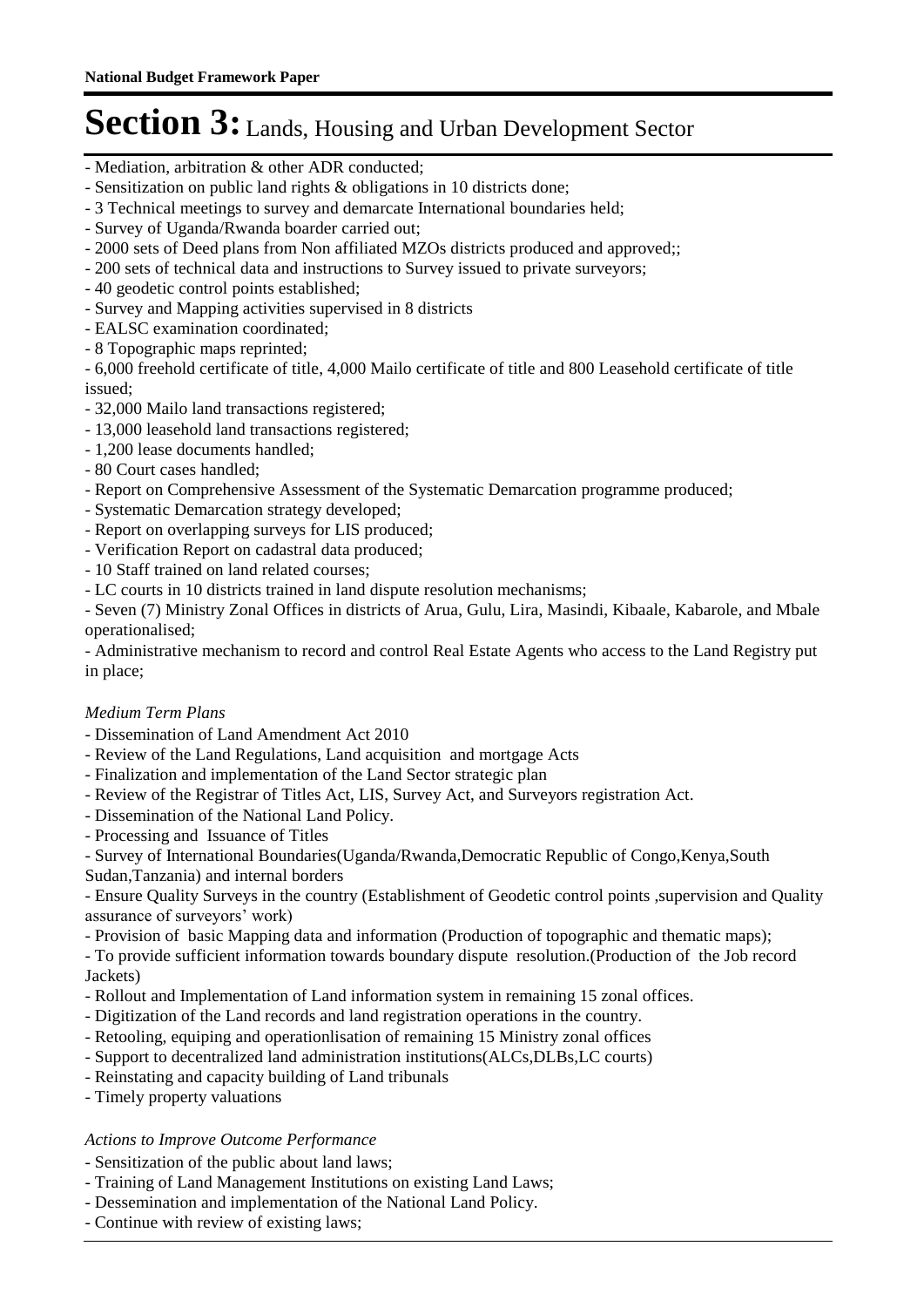# Section 3: Lands, Housing and Urban Development Sector

- Mediation, arbitration & other ADR conducted;
- Sensitization on public land rights & obligations in 10 districts done;
- 3 Technical meetings to survey and demarcate International boundaries held;
- Survey of Uganda/Rwanda boarder carried out;
- 2000 sets of Deed plans from Non affiliated MZOs districts produced and approved;;
- 200 sets of technical data and instructions to Survey issued to private surveyors;
- 40 geodetic control points established;
- Survey and Mapping activities supervised in 8 districts
- EALSC examination coordinated;
- 8 Topographic maps reprinted;
- 6,000 freehold certificate of title, 4,000 Mailo certificate of title and 800 Leasehold certificate of title issued;
- 32,000 Mailo land transactions registered;
- 13,000 leasehold land transactions registered;
- 1,200 lease documents handled;
- 80 Court cases handled;
- Report on Comprehensive Assessment of the Systematic Demarcation programme produced;
- Systematic Demarcation strategy developed;
- Report on overlapping surveys for LIS produced;
- Verification Report on cadastral data produced;
- 10 Staff trained on land related courses;
- LC courts in 10 districts trained in land dispute resolution mechanisms;
- Seven (7) Ministry Zonal Offices in districts of Arua, Gulu, Lira, Masindi, Kibaale, Kabarole, and Mbale operationalised;
- Administrative mechanism to record and control Real Estate Agents who access to the Land Registry put in place;

*Medium Term Plans*

- Dissemination of Land Amendment Act 2010
- Review of the Land Regulations, Land acquisition and mortgage Acts
- Finalization and implementation of the Land Sector strategic plan
- Review of the Registrar of Titles Act, LIS, Survey Act, and Surveyors registration Act.
- Dissemination of the National Land Policy.
- Processing and Issuance of Titles
- Survey of International Boundaries(Uganda/Rwanda,Democratic Republic of Congo,Kenya,South Sudan,Tanzania) and internal borders
- Ensure Quality Surveys in the country (Establishment of Geodetic control points ,supervision and Quality assurance of surveyors' work)
- Provision of basic Mapping data and information (Production of topographic and thematic maps);
- To provide sufficient information towards boundary dispute resolution.(Production of the Job record Jackets)
- Rollout and Implementation of Land information system in remaining 15 zonal offices.
- Digitization of the Land records and land registration operations in the country.
- Retooling, equiping and operationlisation of remaining 15 Ministry zonal offices
- Support to decentralized land administration institutions(ALCs,DLBs,LC courts)
- Reinstating and capacity building of Land tribunals
- Timely property valuations

*Actions to Improve Outcome Performance*

- Sensitization of the public about land laws;
- Training of Land Management Institutions on existing Land Laws;
- Dessemination and implementation of the National Land Policy.
- Continue with review of existing laws;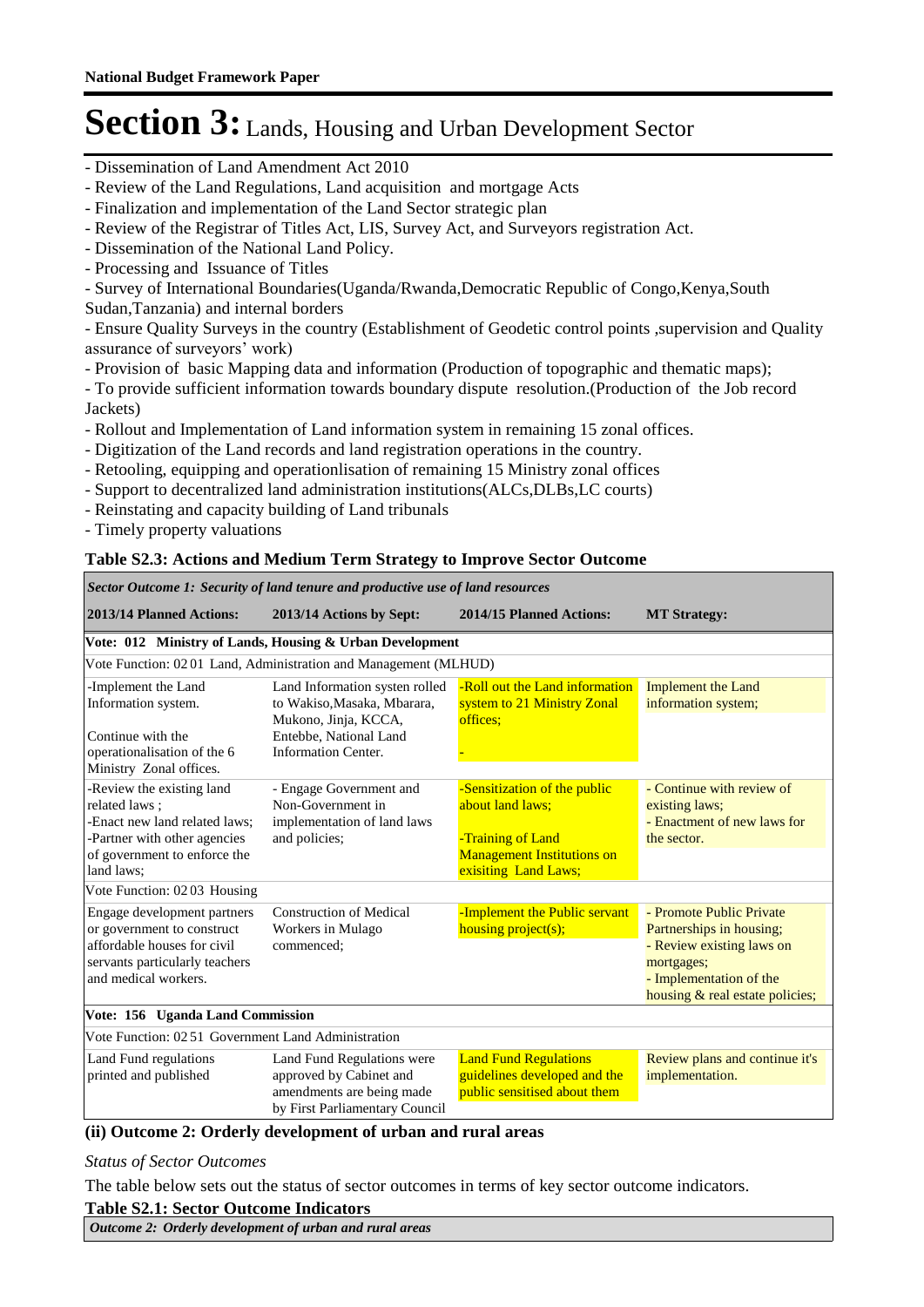# Section 3: Lands, Housing and Urban Development Sector

- Dissemination of Land Amendment Act 2010
- Review of the Land Regulations, Land acquisition and mortgage Acts
- Finalization and implementation of the Land Sector strategic plan
- Review of the Registrar of Titles Act, LIS, Survey Act, and Surveyors registration Act.
- Dissemination of the National Land Policy.
- Processing and Issuance of Titles
- Survey of International Boundaries(Uganda/Rwanda,Democratic Republic of Congo,Kenya,South Sudan,Tanzania) and internal borders
- Ensure Quality Surveys in the country (Establishment of Geodetic control points ,supervision and Quality assurance of surveyors' work)
- Provision of basic Mapping data and information (Production of topographic and thematic maps);
- To provide sufficient information towards boundary dispute resolution.(Production of the Job record Jackets)
- Rollout and Implementation of Land information system in remaining 15 zonal offices.
- Digitization of the Land records and land registration operations in the country.
- Retooling, equipping and operationlisation of remaining 15 Ministry zonal offices
- Support to decentralized land administration institutions(ALCs,DLBs,LC courts)
- Reinstating and capacity building of Land tribunals
- Timely property valuations

**Table S2.3: Actions and Medium Term Strategy to Improve Sector Outcome**

| *Sector Outcome 1: Security of land tenure and productive use of land resources* | | | |
|---|---|---|---|
| **2013/14 Planned Actions:** | **2013/14 Actions by Sept:** | **2014/15 Planned Actions:** | **MT Strategy:** |
| **Vote: 012 Ministry of Lands, Housing & Urban Development** | | | |
| Vote Function: 02 01 Land, Administration and Management (MLHUD) | | | |
| -Implement the Land Information system.<br><br>Continue with the operationalisation of the 6 Ministry Zonal offices. | Land Information systen rolled to Wakiso,Masaka, Mbarara, Mukono, Jinja, KCCA, Entebbe, National Land Information Center. | -Roll out the Land information system to 21 Ministry Zonal offices;<br><br>- | Implement the Land information system; |
| -Review the existing land related laws ;<br>-Enact new land related laws;<br>-Partner with other agencies of government to enforce the land laws; | - Engage Government and Non-Government in implementation of land laws and policies; | -Sensitization of the public about land laws;<br><br>-Training of Land Management Institutions on exisiting Land Laws; | - Continue with review of existing laws;<br>- Enactment of new laws for the sector. |
| Vote Function: 02 03 Housing | | | |
| Engage development partners or government to construct affordable houses for civil servants particularly teachers and medical workers. | Construction of Medical Workers in Mulago commenced; | -Implement the Public servant housing project(s); | - Promote Public Private Partnerships in housing;<br>- Review existing laws on mortgages;<br>- Implementation of the housing & real estate policies; |
| **Vote: 156 Uganda Land Commission** | | | |
| Vote Function: 02 51 Government Land Administration | | | |
| Land Fund regulations printed and published | Land Fund Regulations were approved by Cabinet and amendments are being made by First Parliamentary Council | Land Fund Regulations guidelines developed and the public sensitised about them | Review plans and continue it's implementation. |

**(ii) Outcome 2: Orderly development of urban and rural areas**

*Status of Sector Outcomes*

The table below sets out the status of sector outcomes in terms of key sector outcome indicators.

**Table S2.1: Sector Outcome Indicators**

| *Outcome 2: Orderly development of urban and rural areas* |
|---|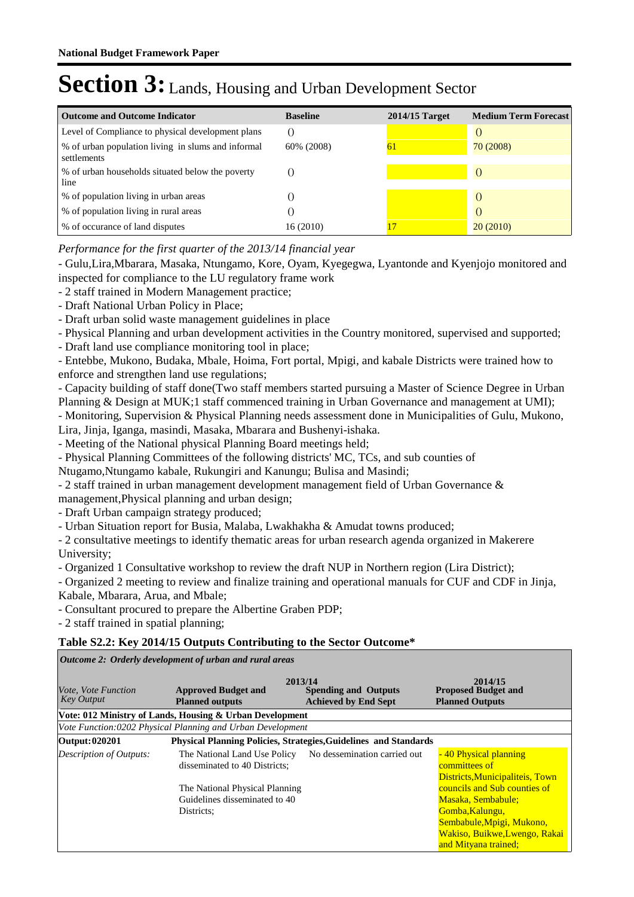# Section 3: Lands, Housing and Urban Development Sector

| Outcome and Outcome Indicator | Baseline | 2014/15 Target | Medium Term Forecast |
|---|---|---|---|
| Level of Compliance to physical development plans | () | | () |
| % of urban population living in slums and informal settlements | 60% (2008) | 61 | 70 (2008) |
| % of urban households situated below the poverty line | () | | () |
| % of population living in urban areas | () | | () |
| % of population living in rural areas | () | | () |
| % of occurance of land disputes | 16 (2010) | 17 | 20 (2010) |

*Performance for the first quarter of the 2013/14 financial year*

- Gulu,Lira,Mbarara, Masaka, Ntungamo, Kore, Oyam, Kyegegwa, Lyantonde and Kyenjojo monitored and inspected for compliance to the LU regulatory frame work
- 2 staff trained in Modern Management practice;
- Draft National Urban Policy in Place;
- Draft urban solid waste management guidelines in place
- Physical Planning and urban development activities in the Country monitored, supervised and supported;
- Draft land use compliance monitoring tool in place;
- Entebbe, Mukono, Budaka, Mbale, Hoima, Fort portal, Mpigi, and kabale Districts were trained how to enforce and strengthen land use regulations;
- Capacity building of staff done(Two staff members started pursuing a Master of Science Degree in Urban Planning & Design at MUK;1 staff commenced training in Urban Governance and management at UMI);
- Monitoring, Supervision & Physical Planning needs assessment done in Municipalities of Gulu, Mukono, Lira, Jinja, Iganga, masindi, Masaka, Mbarara and Bushenyi-ishaka.
- Meeting of the National physical Planning Board meetings held;
- Physical Planning Committees of the following districts' MC, TCs, and sub counties of Ntugamo,Ntungamo kabale, Rukungiri and Kanungu; Bulisa and Masindi;
- 2 staff trained in urban management development management field of Urban Governance & management,Physical planning and urban design;
- Draft Urban campaign strategy produced;
- Urban Situation report for Busia, Malaba, Lwakhakha & Amudat towns produced;
- 2 consultative meetings to identify thematic areas for urban research agenda organized in Makerere University;
- Organized 1 Consultative workshop to review the draft NUP in Northern region (Lira District);
- Organized 2 meeting to review and finalize training and operational manuals for CUF and CDF in Jinja, Kabale, Mbarara, Arua, and Mbale;
- Consultant procured to prepare the Albertine Graben PDP;
- 2 staff trained in spatial planning;

### Table S2.2: Key 2014/15 Outputs Contributing to the Sector Outcome*

| *Outcome 2: Orderly development of urban and rural areas* | | | |
|---|---|---|---|
| *Vote, Vote Function Key Output* | 2013/14 **Approved Budget and Planned outputs** | 2013/14 **Spending and Outputs Achieved by End Sept** | 2014/15 **Proposed Budget and Planned Outputs** |
| **Vote: 012 Ministry of Lands, Housing & Urban Development** | | | |
| *Vote Function:0202 Physical Planning and Urban Development* | | | |
| **Output: 020201** | **Physical Planning Policies, Strategies,Guidelines and Standards** | | |
| *Description of Outputs:* | The National Land Use Policy disseminated to 40 Districts;<br><br>The National Physical Planning Guidelines disseminated to 40 Districts; | No dessemination carried out | - 40 Physical planning committees of Districts,Municipaliteis, Town councils and Sub counties of Masaka, Sembabule; Gomba,Kalungu, Sembabule,Mpigi, Mukono, Wakiso, Buikwe,Lwengo, Rakai and Mityana trained; |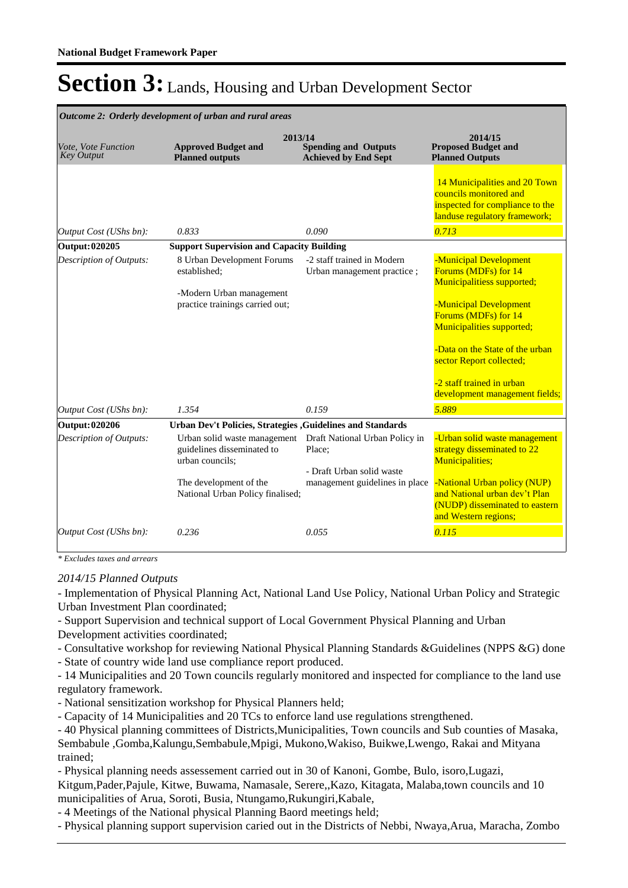**National Budget Framework Paper**

# Section 3: Lands, Housing and Urban Development Sector

*Outcome 2: Orderly development of urban and rural areas*

| *Vote, Vote Function Key Output* | 2013/14 **Approved Budget and Planned outputs** | **Spending and Outputs Achieved by End Sept** | 2014/15 **Proposed Budget and Planned Outputs** |
|---|---|---|---|
| | | | 14 Municipalities and 20 Town councils monitored and inspected for compliance to the landuse regulatory framework; |
| *Output Cost (UShs bn):* | *0.833* | *0.090* | *0.713* |
| **Output: 020205** | **Support Supervision and Capacity Building** | | |
| *Description of Outputs:* | 8 Urban Development Forums established;<br><br>-Modern Urban management practice trainings carried out; | -2 staff trained in Modern Urban management practice ; | -Municipal Development Forums (MDFs) for 14 Municipalitiess supported;<br><br>-Municipal Development Forums (MDFs) for 14 Municipalities supported;<br><br>-Data on the State of the urban sector Report collected;<br><br>-2 staff trained in urban development management fields; |
| *Output Cost (UShs bn):* | *1.354* | *0.159* | *5.889* |
| **Output: 020206** | **Urban Dev't Policies, Strategies ,Guidelines and Standards** | | |
| *Description of Outputs:* | Urban solid waste management guidelines disseminated to urban councils;<br><br>The development of the National Urban Policy finalised; | Draft National Urban Policy in Place;<br><br>- Draft Urban solid waste management guidelines in place | -Urban solid waste management strategy disseminated to 22 Municipalities;<br><br>-National Urban policy (NUP) and National urban dev't Plan (NUDP) disseminated to eastern and Western regions; |
| *Output Cost (UShs bn):* | *0.236* | *0.055* | *0.115* |

*\* Excludes taxes and arrears*

*2014/15 Planned Outputs*

- Implementation of Physical Planning Act, National Land Use Policy, National Urban Policy and Strategic Urban Investment Plan coordinated;
- Support Supervision and technical support of Local Government Physical Planning and Urban Development activities coordinated;
- Consultative workshop for reviewing National Physical Planning Standards &Guidelines (NPPS &G) done
- State of country wide land use compliance report produced.
- 14 Municipalities and 20 Town councils regularly monitored and inspected for compliance to the land use regulatory framework.
- National sensitization workshop for Physical Planners held;
- Capacity of 14 Municipalities and 20 TCs to enforce land use regulations strengthened.
- 40 Physical planning committees of Districts,Municipalities, Town councils and Sub counties of Masaka, Sembabule ,Gomba,Kalungu,Sembabule,Mpigi, Mukono,Wakiso, Buikwe,Lwengo, Rakai and Mityana trained;
- Physical planning needs assessement carried out in 30 of Kanoni, Gombe, Bulo, isoro,Lugazi, Kitgum,Pader,Pajule, Kitwe, Buwama, Namasale, Serere,,Kazo, Kitagata, Malaba,town councils and 10 municipalities of Arua, Soroti, Busia, Ntungamo,Rukungiri,Kabale,
- 4 Meetings of the National physical Planning Baord meetings held;
- Physical planning support supervision caried out in the Districts of Nebbi, Nwaya,Arua, Maracha, Zombo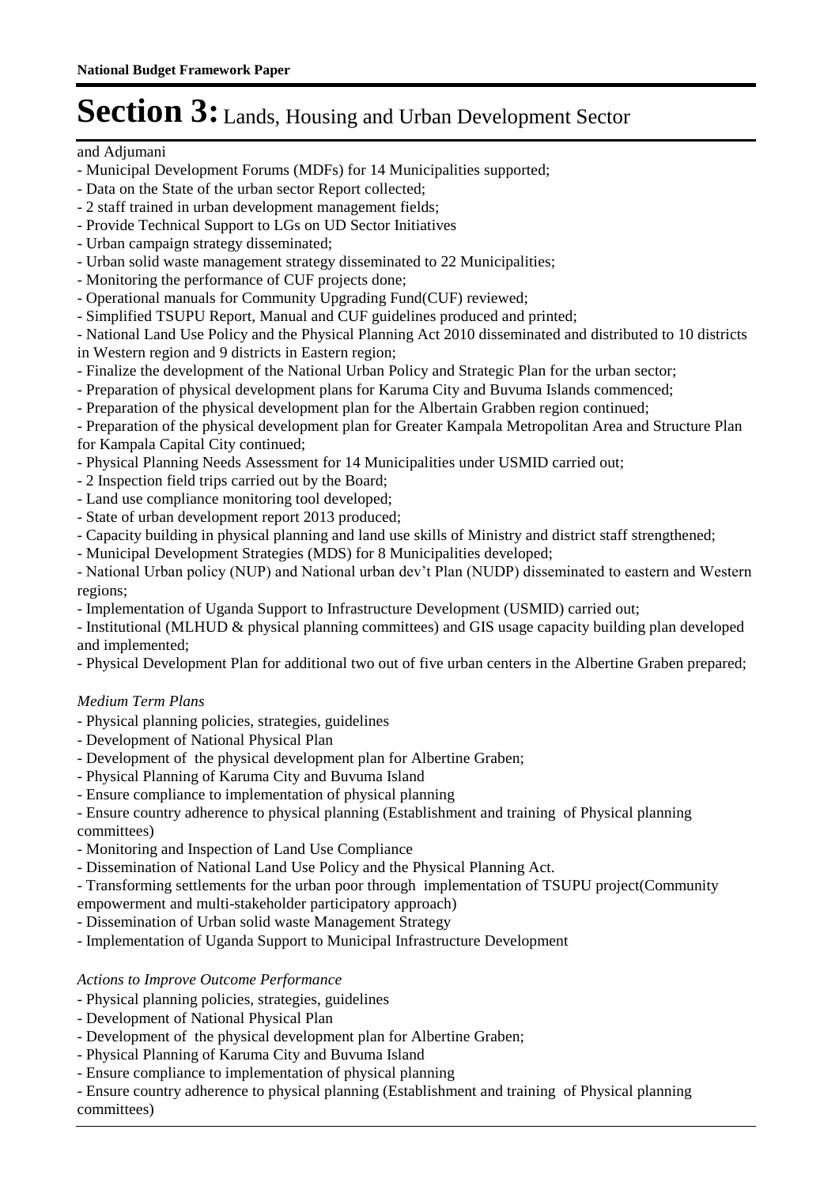and Adjumani

- Municipal Development Forums (MDFs) for 14 Municipalities supported;
- Data on the State of the urban sector Report collected;
- 2 staff trained in urban development management fields;
- Provide Technical Support to LGs on UD Sector Initiatives
- Urban campaign strategy disseminated;
- Urban solid waste management strategy disseminated to 22 Municipalities;
- Monitoring the performance of CUF projects done;
- Operational manuals for Community Upgrading Fund(CUF) reviewed;
- Simplified TSUPU Report, Manual and CUF guidelines produced and printed;
- National Land Use Policy and the Physical Planning Act 2010 disseminated and distributed to 10 districts in Western region and 9 districts in Eastern region;
- Finalize the development of the National Urban Policy and Strategic Plan for the urban sector;
- Preparation of physical development plans for Karuma City and Buvuma Islands commenced;
- Preparation of the physical development plan for the Albertain Grabben region continued;
- Preparation of the physical development plan for Greater Kampala Metropolitan Area and Structure Plan for Kampala Capital City continued;
- Physical Planning Needs Assessment for 14 Municipalities under USMID carried out;
- 2 Inspection field trips carried out by the Board;
- Land use compliance monitoring tool developed;
- State of urban development report 2013 produced;
- Capacity building in physical planning and land use skills of Ministry and district staff strengthened;
- Municipal Development Strategies (MDS) for 8 Municipalities developed;
- National Urban policy (NUP) and National urban dev't Plan (NUDP) disseminated to eastern and Western regions;
- Implementation of Uganda Support to Infrastructure Development (USMID) carried out;
- Institutional (MLHUD & physical planning committees) and GIS usage capacity building plan developed and implemented;
- Physical Development Plan for additional two out of five urban centers in the Albertine Graben prepared;

*Medium Term Plans*

- Physical planning policies, strategies, guidelines
- Development of National Physical Plan
- Development of the physical development plan for Albertine Graben;
- Physical Planning of Karuma City and Buvuma Island
- Ensure compliance to implementation of physical planning
- Ensure country adherence to physical planning (Establishment and training of Physical planning committees)
- Monitoring and Inspection of Land Use Compliance
- Dissemination of National Land Use Policy and the Physical Planning Act.
- Transforming settlements for the urban poor through implementation of TSUPU project(Community empowerment and multi-stakeholder participatory approach)
- Dissemination of Urban solid waste Management Strategy
- Implementation of Uganda Support to Municipal Infrastructure Development

*Actions to Improve Outcome Performance*

- Physical planning policies, strategies, guidelines
- Development of National Physical Plan
- Development of the physical development plan for Albertine Graben;
- Physical Planning of Karuma City and Buvuma Island
- Ensure compliance to implementation of physical planning
- Ensure country adherence to physical planning (Establishment and training of Physical planning committees)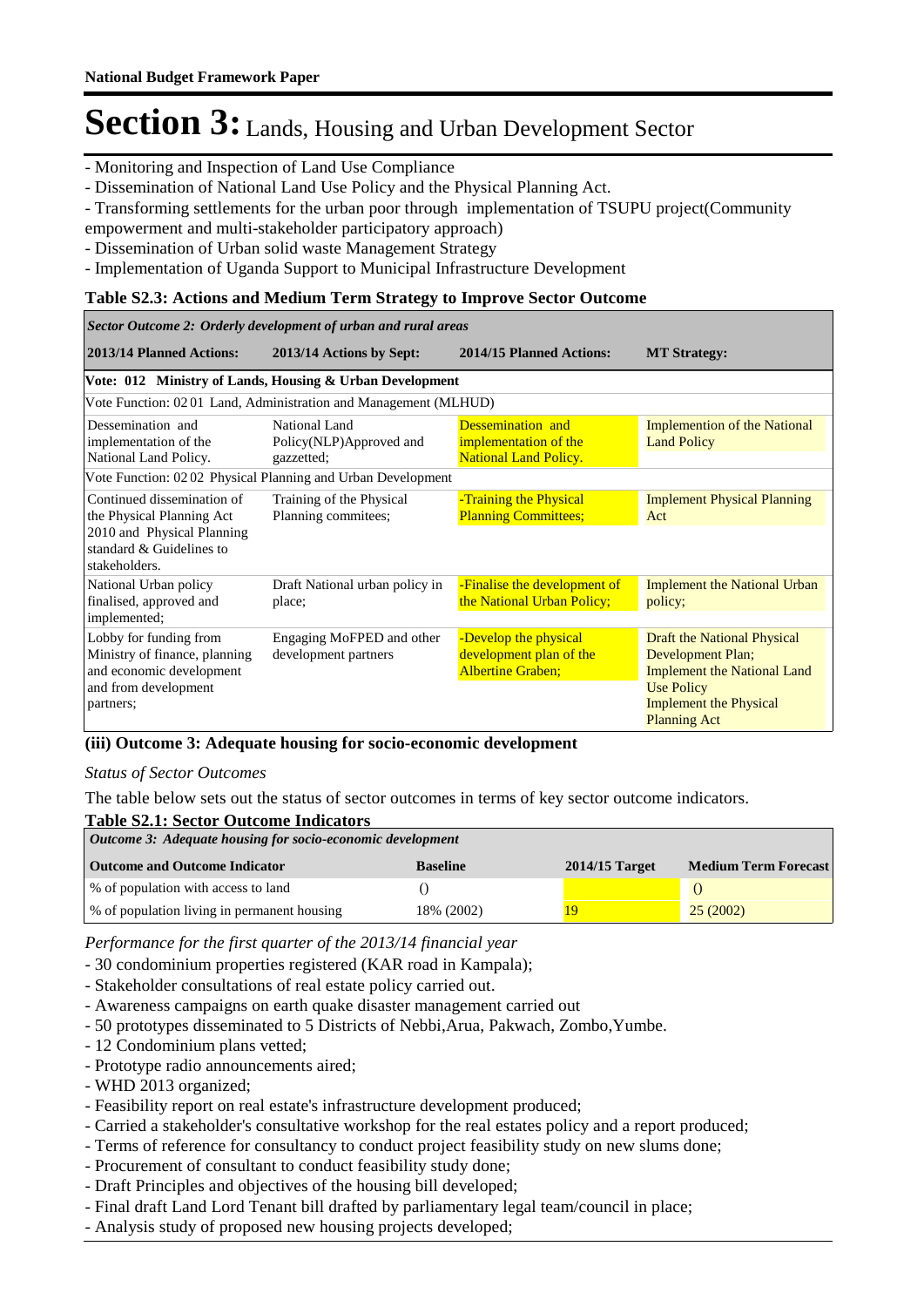# Section 3: Lands, Housing and Urban Development Sector

- Monitoring and Inspection of Land Use Compliance
- Dissemination of National Land Use Policy and the Physical Planning Act.
- Transforming settlements for the urban poor through implementation of TSUPU project(Community empowerment and multi-stakeholder participatory approach)
- Dissemination of Urban solid waste Management Strategy
- Implementation of Uganda Support to Municipal Infrastructure Development

**Table S2.3: Actions and Medium Term Strategy to Improve Sector Outcome**

| *Sector Outcome 2: Orderly development of urban and rural areas* | | | |
|---|---|---|---|
| **2013/14 Planned Actions:** | **2013/14 Actions by Sept:** | **2014/15 Planned Actions:** | **MT Strategy:** |
| **Vote: 012 Ministry of Lands, Housing & Urban Development** | | | |
| Vote Function: 02 01 Land, Administration and Management (MLHUD) | | | |
| Dessemination and implementation of the National Land Policy. | National Land Policy(NLP)Approved and gazzetted; | Dessemination and implementation of the National Land Policy. | Implemention of the National Land Policy |
| Vote Function: 02 02 Physical Planning and Urban Development | | | |
| Continued dissemination of the Physical Planning Act 2010 and Physical Planning standard & Guidelines to stakeholders. | Training of the Physical Planning commitees; | -Training the Physical Planning Committees; | Implement Physical Planning Act |
| National Urban policy finalised, approved and implemented; | Draft National urban policy in place; | -Finalise the development of the National Urban Policy; | Implement the National Urban policy; |
| Lobby for funding from Ministry of finance, planning and economic development and from development partners; | Engaging MoFPED and other development partners | -Develop the physical development plan of the Albertine Graben; | Draft the National Physical Development Plan;<br>Implement the National Land Use Policy<br>Implement the Physical Planning Act |

### (iii) Outcome 3: Adequate housing for socio-economic development

*Status of Sector Outcomes*

The table below sets out the status of sector outcomes in terms of key sector outcome indicators.

**Table S2.1: Sector Outcome Indicators**

| *Outcome 3: Adequate housing for socio-economic development* | | | |
|---|---|---|---|
| **Outcome and Outcome Indicator** | **Baseline** | **2014/15 Target** | **Medium Term Forecast** |
| % of population with access to land | () | | () |
| % of population living in permanent housing | 18% (2002) | 19 | 25 (2002) |

*Performance for the first quarter of the 2013/14 financial year*

- 30 condominium properties registered (KAR road in Kampala);
- Stakeholder consultations of real estate policy carried out.
- Awareness campaigns on earth quake disaster management carried out
- 50 prototypes disseminated to 5 Districts of Nebbi,Arua, Pakwach, Zombo,Yumbe.
- 12 Condominium plans vetted;
- Prototype radio announcements aired;
- WHD 2013 organized;
- Feasibility report on real estate's infrastructure development produced;
- Carried a stakeholder's consultative workshop for the real estates policy and a report produced;
- Terms of reference for consultancy to conduct project feasibility study on new slums done;
- Procurement of consultant to conduct feasibility study done;
- Draft Principles and objectives of the housing bill developed;
- Final draft Land Lord Tenant bill drafted by parliamentary legal team/council in place;
- Analysis study of proposed new housing projects developed;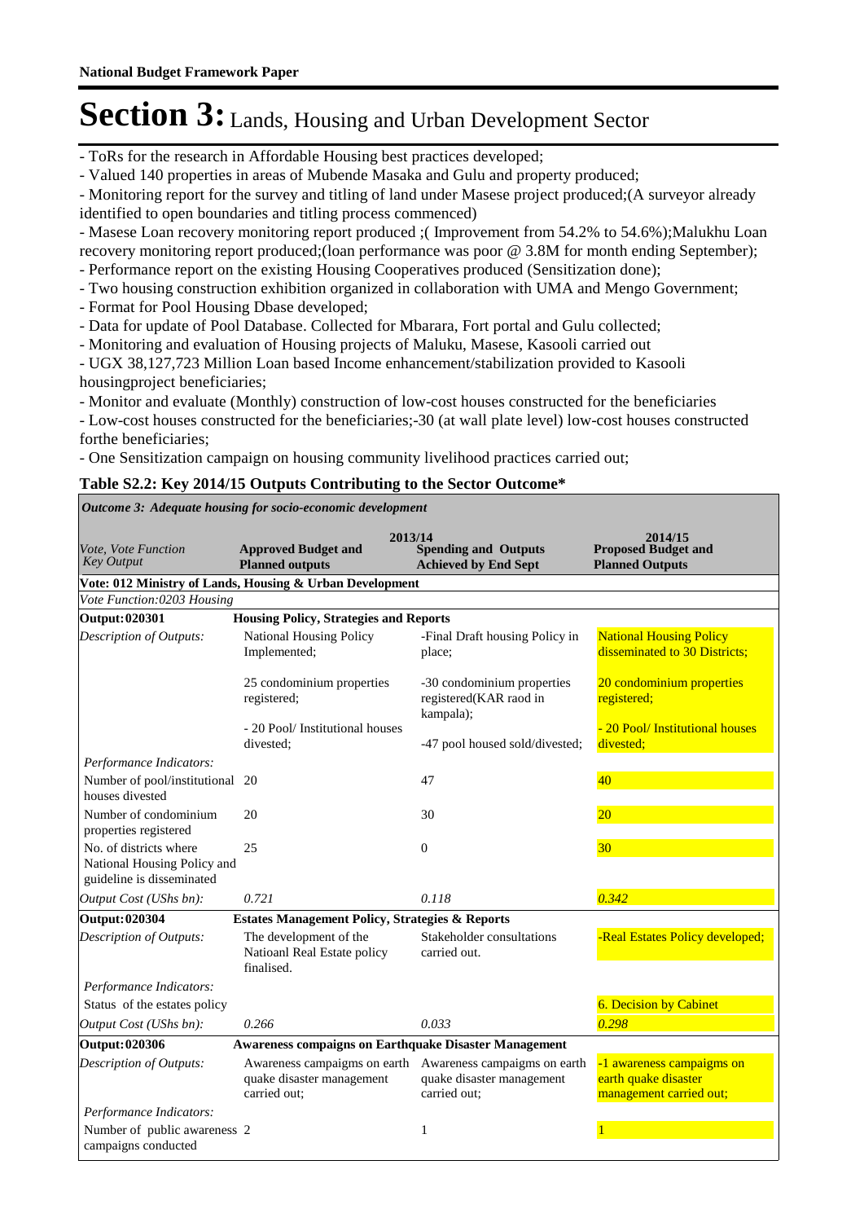# Section 3: Lands, Housing and Urban Development Sector

- ToRs for the research in Affordable Housing best practices developed;
- Valued 140 properties in areas of Mubende Masaka and Gulu and property produced;
- Monitoring report for the survey and titling of land under Masese project produced;(A surveyor already identified to open boundaries and titling process commenced)
- Masese Loan recovery monitoring report produced ;( Improvement from 54.2% to 54.6%);Malukhu Loan recovery monitoring report produced;(loan performance was poor @ 3.8M for month ending September);
- Performance report on the existing Housing Cooperatives produced (Sensitization done);
- Two housing construction exhibition organized in collaboration with UMA and Mengo Government;
- Format for Pool Housing Dbase developed;
- Data for update of Pool Database. Collected for Mbarara, Fort portal and Gulu collected;
- Monitoring and evaluation of Housing projects of Maluku, Masese, Kasooli carried out
- UGX 38,127,723 Million Loan based Income enhancement/stabilization provided to Kasooli housingproject beneficiaries;
- Monitor and evaluate (Monthly) construction of low-cost houses constructed for the beneficiaries
- Low-cost houses constructed for the beneficiaries;-30 (at wall plate level) low-cost houses constructed forthe beneficiaries;
- One Sensitization campaign on housing community livelihood practices carried out;

**Table S2.2: Key 2014/15 Outputs Contributing to the Sector Outcome***

| *Outcome 3: Adequate housing for socio-economic development* | | | |
|---|---|---|---|
| *Vote, Vote Function Key Output* | 2013/14 **Approved Budget and Planned outputs** | 2013/14 **Spending and Outputs Achieved by End Sept** | 2014/15 **Proposed Budget and Planned Outputs** |
| **Vote: 012 Ministry of Lands, Housing & Urban Development** | | | |
| *Vote Function:0203 Housing* | | | |
| **Output: 020301** | **Housing Policy, Strategies and Reports** | | |
| *Description of Outputs:* | National Housing Policy Implemented;<br><br>25 condominium properties registered;<br><br>- 20 Pool/ Institutional houses divested; | -Final Draft housing Policy in place;<br><br>-30 condominium properties registered(KAR raod in kampala);<br><br>-47 pool housed sold/divested; | National Housing Policy disseminated to 30 Districts;<br><br>20 condominium properties registered;<br><br>- 20 Pool/ Institutional houses divested; |
| *Performance Indicators:* | | | |
| Number of pool/institutional houses divested | 20 | 47 | 40 |
| Number of condominium properties registered | 20 | 30 | 20 |
| No. of districts where National Housing Policy and guideline is disseminated | 25 | 0 | 30 |
| *Output Cost (UShs bn):* | *0.721* | *0.118* | *0.342* |
| **Output: 020304** | **Estates Management Policy, Strategies & Reports** | | |
| *Description of Outputs:* | The development of the Natioanl Real Estate policy finalised. | Stakeholder consultations carried out. | -Real Estates Policy developed; |
| *Performance Indicators:* | | | |
| Status of the estates policy | | | 6. Decision by Cabinet |
| *Output Cost (UShs bn):* | *0.266* | *0.033* | *0.298* |
| **Output: 020306** | **Awareness compaigns on Earthquake Disaster Management** | | |
| *Description of Outputs:* | Awareness campaigms on earth quake disaster management carried out; | Awareness campaigms on earth quake disaster management carried out; | -1 awareness campaigms on earth quake disaster management carried out; |
| *Performance Indicators:* | | | |
| Number of public awareness campaigns conducted | 2 | 1 | 1 |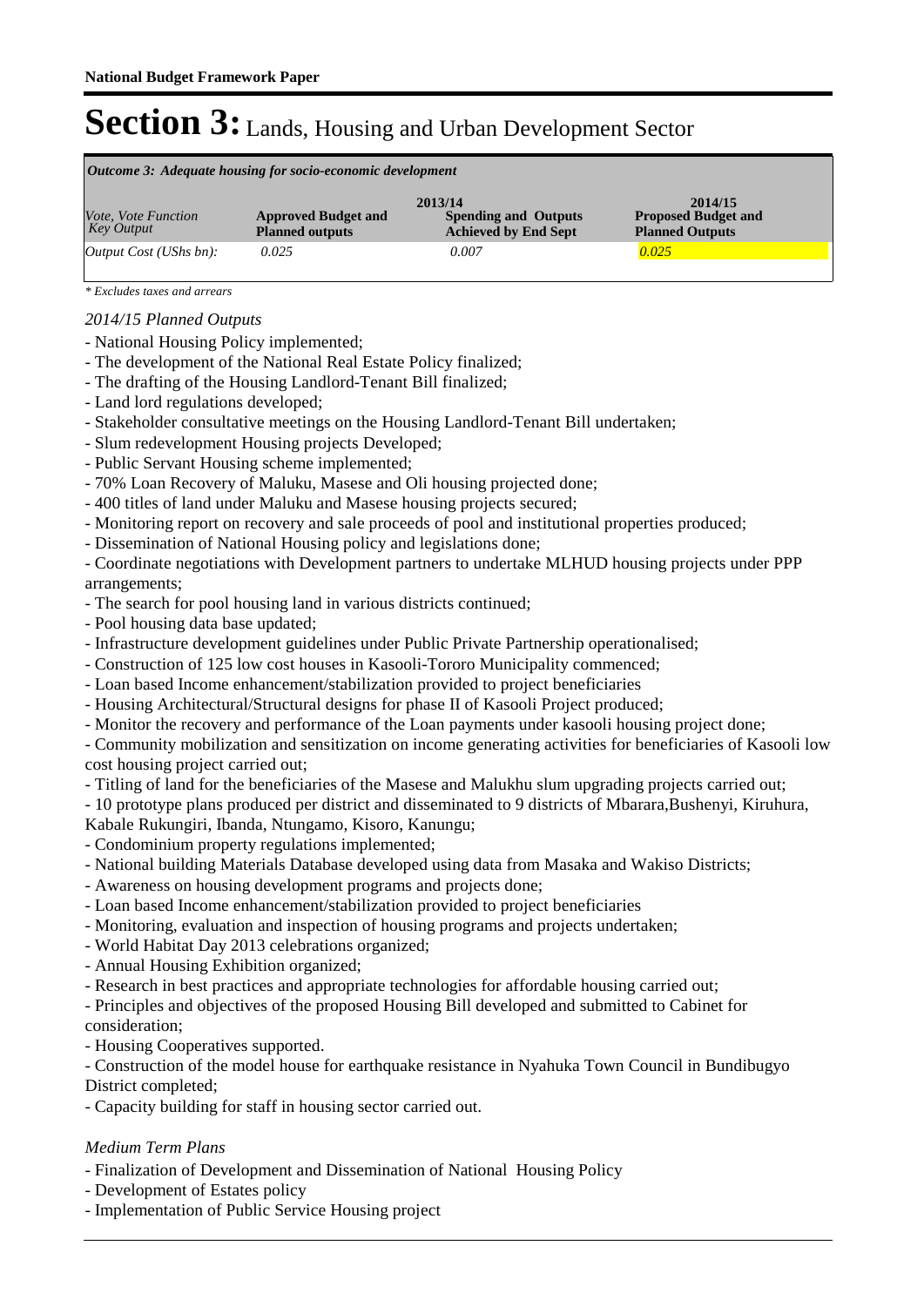# Section 3: Lands, Housing and Urban Development Sector

| *Outcome 3: Adequate housing for socio-economic development* | | | |
|---|---|---|---|
| *Vote, Vote Function Key Output* | 2013/14 **Approved Budget and Planned outputs** | **Spending and Outputs Achieved by End Sept** | 2014/15 **Proposed Budget and Planned Outputs** |
| *Output Cost (UShs bn):* | *0.025* | *0.007* | *0.025* |

*\* Excludes taxes and arrears*

*2014/15 Planned Outputs*

- National Housing Policy implemented;
- The development of the National Real Estate Policy finalized;
- The drafting of the Housing Landlord-Tenant Bill finalized;
- Land lord regulations developed;
- Stakeholder consultative meetings on the Housing Landlord-Tenant Bill undertaken;
- Slum redevelopment Housing projects Developed;
- Public Servant Housing scheme implemented;
- 70% Loan Recovery of Maluku, Masese and Oli housing projected done;
- 400 titles of land under Maluku and Masese housing projects secured;
- Monitoring report on recovery and sale proceeds of pool and institutional properties produced;
- Dissemination of National Housing policy and legislations done;
- Coordinate negotiations with Development partners to undertake MLHUD housing projects under PPP arrangements;
- The search for pool housing land in various districts continued;
- Pool housing data base updated;
- Infrastructure development guidelines under Public Private Partnership operationalised;
- Construction of 125 low cost houses in Kasooli-Tororo Municipality commenced;
- Loan based Income enhancement/stabilization provided to project beneficiaries
- Housing Architectural/Structural designs for phase II of Kasooli Project produced;
- Monitor the recovery and performance of the Loan payments under kasooli housing project done;
- Community mobilization and sensitization on income generating activities for beneficiaries of Kasooli low cost housing project carried out;
- Titling of land for the beneficiaries of the Masese and Malukhu slum upgrading projects carried out;
- 10 prototype plans produced per district and disseminated to 9 districts of Mbarara,Bushenyi, Kiruhura, Kabale Rukungiri, Ibanda, Ntungamo, Kisoro, Kanungu;
- Condominium property regulations implemented;
- National building Materials Database developed using data from Masaka and Wakiso Districts;
- Awareness on housing development programs and projects done;
- Loan based Income enhancement/stabilization provided to project beneficiaries
- Monitoring, evaluation and inspection of housing programs and projects undertaken;
- World Habitat Day 2013 celebrations organized;
- Annual Housing Exhibition organized;
- Research in best practices and appropriate technologies for affordable housing carried out;
- Principles and objectives of the proposed Housing Bill developed and submitted to Cabinet for consideration;
- Housing Cooperatives supported.
- Construction of the model house for earthquake resistance in Nyahuka Town Council in Bundibugyo District completed;
- Capacity building for staff in housing sector carried out.

*Medium Term Plans*

- Finalization of Development and Dissemination of National Housing Policy
- Development of Estates policy
- Implementation of Public Service Housing project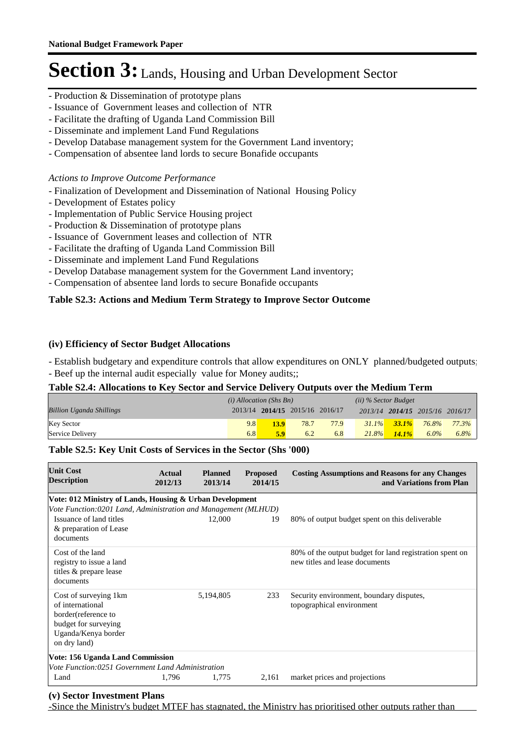# Section 3: Lands, Housing and Urban Development Sector

- Production & Dissemination of prototype plans
- Issuance of Government leases and collection of NTR
- Facilitate the drafting of Uganda Land Commission Bill
- Disseminate and implement Land Fund Regulations
- Develop Database management system for the Government Land inventory;
- Compensation of absentee land lords to secure Bonafide occupants

*Actions to Improve Outcome Performance*

- Finalization of Development and Dissemination of National Housing Policy
- Development of Estates policy
- Implementation of Public Service Housing project
- Production & Dissemination of prototype plans
- Issuance of Government leases and collection of NTR
- Facilitate the drafting of Uganda Land Commission Bill
- Disseminate and implement Land Fund Regulations
- Develop Database management system for the Government Land inventory;
- Compensation of absentee land lords to secure Bonafide occupants

**Table S2.3: Actions and Medium Term Strategy to Improve Sector Outcome**

### (iv) Efficiency of Sector Budget Allocations

- Establish budgetary and expenditure controls that allow expenditures on ONLY planned/budgeted outputs;
- Beef up the internal audit especially value for Money audits;;

**Table S2.4: Allocations to Key Sector and Service Delivery Outputs over the Medium Term**

| | *(i) Allocation (Shs Bn)* | | | | *(ii) % Sector Budget* | | | |
|---|---|---|---|---|---|---|---|---|
| *Billion Uganda Shillings* | 2013/14 | **2014/15** | 2015/16 | 2016/17 | *2013/14* | ***2014/15*** | *2015/16* | *2016/17* |
| Key Sector | 9.8 | **13.9** | 78.7 | 77.9 | *31.1%* | ***33.1%*** | *76.8%* | *77.3%* |
| Service Delivery | 6.8 | **5.9** | 6.2 | 6.8 | *21.8%* | ***14.1%*** | *6.0%* | *6.8%* |

**Table S2.5: Key Unit Costs of Services in the Sector (Shs '000)**

| **Unit Cost Description** | **Actual 2012/13** | **Planned 2013/14** | **Proposed 2014/15** | **Costing Assumptions and Reasons for any Changes and Variations from Plan** |
|---|---|---|---|---|
| **Vote: 012 Ministry of Lands, Housing & Urban Development** | | | | |
| *Vote Function:0201 Land, Administration and Management (MLHUD)* | | | | |
| Issuance of land titles & preparation of Lease documents | | 12,000 | 19 | 80% of output budget spent on this deliverable |
| Cost of the land registry to issue a land titles & prepare lease documents | | | | 80% of the output budget for land registration spent on new titles and lease documents |
| Cost of surveying 1km of international border(reference to budget for surveying Uganda/Kenya border on dry land) | | 5,194,805 | 233 | Security environment, boundary disputes, topographical environment |
| **Vote: 156 Uganda Land Commission** | | | | |
| *Vote Function:0251 Government Land Administration* | | | | |
| Land | 1,796 | 1,775 | 2,161 | market prices and projections |

### (v) Sector Investment Plans

-Since the Ministry's budget MTEF has stagnated, the Ministry has prioritised other outputs rather than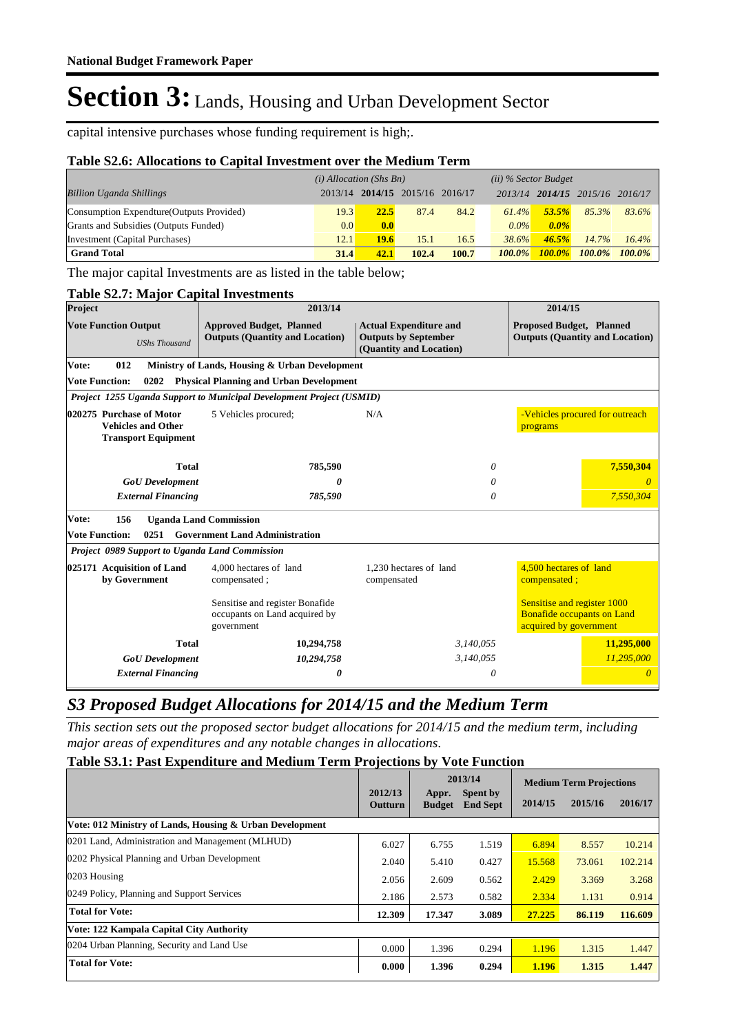# Section 3: Lands, Housing and Urban Development Sector

capital intensive purchases whose funding requirement is high;.

### Table S2.6: Allocations to Capital Investment over the Medium Term

| Billion Uganda Shillings | (i) Allocation (Shs Bn) | | | | (ii) % Sector Budget | | | |
|---|---|---|---|---|---|---|---|---|
| | 2013/14 | 2014/15 | 2015/16 | 2016/17 | 2013/14 | 2014/15 | 2015/16 | 2016/17 |
| Consumption Expendture(Outputs Provided) | 19.3 | 22.5 | 87.4 | 84.2 | 61.4% | 53.5% | 85.3% | 83.6% |
| Grants and Subsidies (Outputs Funded) | 0.0 | 0.0 | | | 0.0% | 0.0% | | |
| Investment (Capital Purchases) | 12.1 | 19.6 | 15.1 | 16.5 | 38.6% | 46.5% | 14.7% | 16.4% |
| **Grand Total** | **31.4** | **42.1** | **102.4** | **100.7** | **100.0%** | **100.0%** | **100.0%** | **100.0%** |

The major capital Investments are as listed in the table below;

### Table S2.7: Major Capital Investments

| Project | 2013/14 | | 2014/15 |
|---|---|---|---|
| **Vote Function Output** *UShs Thousand* | **Approved Budget, Planned Outputs (Quantity and Location)** | **Actual Expenditure and Outputs by September (Quantity and Location)** | **Proposed Budget, Planned Outputs (Quantity and Location)** |
| **Vote: 012 Ministry of Lands, Housing & Urban Development** | | | |
| **Vote Function: 0202 Physical Planning and Urban Development** | | | |
| ***Project 1255 Uganda Support to Municipal Development Project (USMID)*** | | | |
| **020275 Purchase of Motor Vehicles and Other Transport Equipment** | 5 Vehicles procured; | N/A | -Vehicles procured for outreach programs |
| **Total** | 785,590 | *0* | **7,550,304** |
| ***GoU Development*** | ***0*** | *0* | *0* |
| ***External Financing*** | ***785,590*** | *0* | *7,550,304* |
| **Vote: 156 Uganda Land Commission** | | | |
| **Vote Function: 0251 Government Land Administration** | | | |
| ***Project 0989 Support to Uganda Land Commission*** | | | |
| **025171 Acquisition of Land by Government** | 4,000 hectares of land compensated ;<br><br>Sensitise and register Bonafide occupants on Land acquired by government | 1,230 hectares of land compensated | 4,500 hectares of land compensated ;<br><br>Sensitise and register 1000 Bonafide occupants on Land acquired by government |
| **Total** | 10,294,758 | *3,140,055* | **11,295,000** |
| ***GoU Development*** | ***10,294,758*** | *3,140,055* | *11,295,000* |
| ***External Financing*** | ***0*** | *0* | *0* |

## S3 Proposed Budget Allocations for 2014/15 and the Medium Term

*This section sets out the proposed sector budget allocations for 2014/15 and the medium term, including major areas of expenditures and any notable changes in allocations.*

### Table S3.1: Past Expenditure and Medium Term Projections by Vote Function

| | 2012/13 Outturn | 2013/14 Appr. Budget | 2013/14 Spent by End Sept | Medium Term Projections 2014/15 | 2015/16 | 2016/17 |
|---|---|---|---|---|---|---|
| **Vote: 012 Ministry of Lands, Housing & Urban Development** | | | | | | |
| 0201 Land, Administration and Management (MLHUD) | 6.027 | 6.755 | 1.519 | 6.894 | 8.557 | 10.214 |
| 0202 Physical Planning and Urban Development | 2.040 | 5.410 | 0.427 | 15.568 | 73.061 | 102.214 |
| 0203 Housing | 2.056 | 2.609 | 0.562 | 2.429 | 3.369 | 3.268 |
| 0249 Policy, Planning and Support Services | 2.186 | 2.573 | 0.582 | 2.334 | 1.131 | 0.914 |
| **Total for Vote:** | **12.309** | **17.347** | **3.089** | **27.225** | **86.119** | **116.609** |
| **Vote: 122 Kampala Capital City Authority** | | | | | | |
| 0204 Urban Planning, Security and Land Use | 0.000 | 1.396 | 0.294 | 1.196 | 1.315 | 1.447 |
| **Total for Vote:** | **0.000** | **1.396** | **0.294** | **1.196** | **1.315** | **1.447** |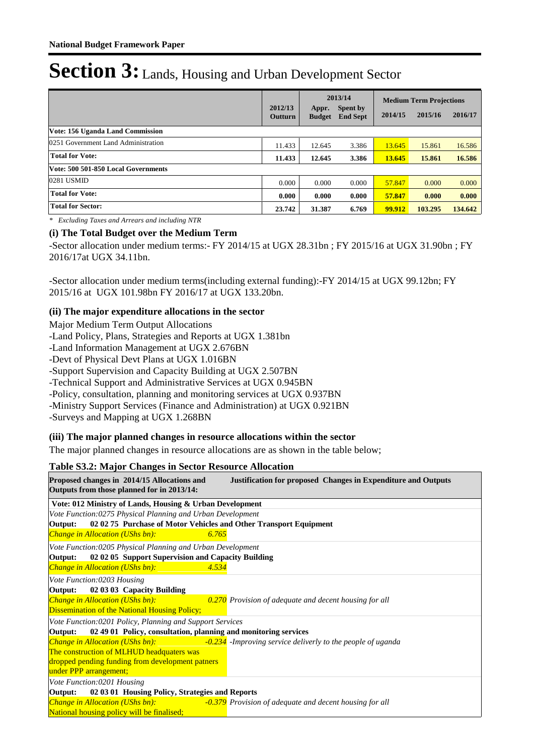**National Budget Framework Paper**

# Section 3: Lands, Housing and Urban Development Sector

| | 2012/13 Outturn | 2013/14 Appr. Budget | 2013/14 Spent by End Sept | Medium Term Projections 2014/15 | 2015/16 | 2016/17 |
|---|---|---|---|---|---|---|
| **Vote: 156 Uganda Land Commission** | | | | | | |
| 0251 Government Land Administration | 11.433 | 12.645 | 3.386 | 13.645 | 15.861 | 16.586 |
| **Total for Vote:** | **11.433** | **12.645** | **3.386** | **13.645** | **15.861** | **16.586** |
| **Vote: 500 501-850 Local Governments** | | | | | | |
| 0281 USMID | 0.000 | 0.000 | 0.000 | 57.847 | 0.000 | 0.000 |
| **Total for Vote:** | **0.000** | **0.000** | **0.000** | **57.847** | **0.000** | **0.000** |
| **Total for Sector:** | **23.742** | **31.387** | **6.769** | **99.912** | **103.295** | **134.642** |

*\* Excluding Taxes and Arrears and including NTR*

### (i) The Total Budget over the Medium Term

-Sector allocation under medium terms:- FY 2014/15 at UGX 28.31bn ; FY 2015/16 at UGX 31.90bn ; FY 2016/17at UGX 34.11bn.

-Sector allocation under medium terms(including external funding):-FY 2014/15 at UGX 99.12bn; FY 2015/16 at UGX 101.98bn FY 2016/17 at UGX 133.20bn.

### (ii) The major expenditure allocations in the sector

Major Medium Term Output Allocations
-Land Policy, Plans, Strategies and Reports at UGX 1.381bn
-Land Information Management at UGX 2.676BN
-Devt of Physical Devt Plans at UGX 1.016BN
-Support Supervision and Capacity Building at UGX 2.507BN
-Technical Support and Administrative Services at UGX 0.945BN
-Policy, consultation, planning and monitoring services at UGX 0.937BN
-Ministry Support Services (Finance and Administration) at UGX 0.921BN
-Surveys and Mapping at UGX 1.268BN

### (iii) The major planned changes in resource allocations within the sector

The major planned changes in resource allocations are as shown in the table below;

**Table S3.2: Major Changes in Sector Resource Allocation**

| Proposed changes in 2014/15 Allocations and Outputs from those planned for in 2013/14: | | Justification for proposed Changes in Expenditure and Outputs |
|---|---|---|
| **Vote: 012 Ministry of Lands, Housing & Urban Development** | | |
| *Vote Function:0275 Physical Planning and Urban Development* | | |
| **Output: 02 02 75 Purchase of Motor Vehicles and Other Transport Equipment** | | |
| *Change in Allocation (UShs bn):* | *6.765* | |
| *Vote Function:0205 Physical Planning and Urban Development* | | |
| **Output: 02 02 05 Support Supervision and Capacity Building** | | |
| *Change in Allocation (UShs bn):* | *4.534* | |
| *Vote Function:0203 Housing* | | |
| **Output: 02 03 03 Capacity Building** | | |
| *Change in Allocation (UShs bn):* Dissemination of the National Housing Policy; | *0.270* | *Provision of adequate and decent housing for all* |
| *Vote Function:0201 Policy, Planning and Support Services* | | |
| **Output: 02 49 01 Policy, consultation, planning and monitoring services** | | |
| *Change in Allocation (UShs bn):* The construction of MLHUD headquaters was dropped pending funding from development patners under PPP arrangement; | *-0.234* | *-Improving service deliverly to the people of uganda* |
| *Vote Function:0201 Housing* | | |
| **Output: 02 03 01 Housing Policy, Strategies and Reports** | | |
| *Change in Allocation (UShs bn):* National housing policy will be finalised; | *-0.379* | *Provision of adequate and decent housing for all* |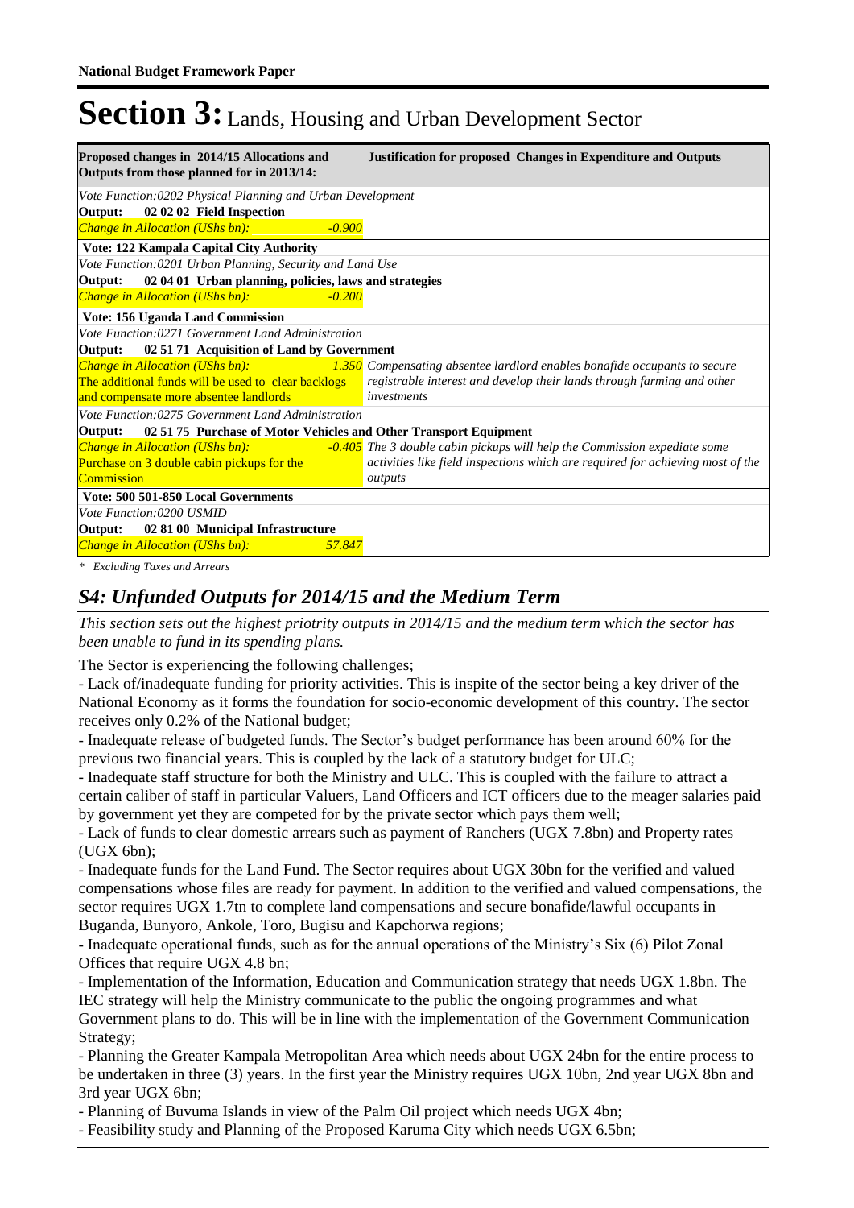**National Budget Framework Paper**

# Section 3: Lands, Housing and Urban Development Sector

| Proposed changes in 2014/15 Allocations and Outputs from those planned for in 2013/14: | Justification for proposed Changes in Expenditure and Outputs |
|---|---|
| *Vote Function:0202 Physical Planning and Urban Development* | |
| **Output: 02 02 02 Field Inspection** | |
| *Change in Allocation (UShs bn):* *-0.900* | |
| **Vote: 122 Kampala Capital City Authority** | |
| *Vote Function:0201 Urban Planning, Security and Land Use* | |
| **Output: 02 04 01 Urban planning, policies, laws and strategies** | |
| *Change in Allocation (UShs bn):* *-0.200* | |
| **Vote: 156 Uganda Land Commission** | |
| *Vote Function:0271 Government Land Administration* | |
| **Output: 02 51 71 Acquisition of Land by Government** | |
| *Change in Allocation (UShs bn):* *1.350* The additional funds will be used to clear backlogs and compensate more absentee landlords | *Compensating absentee lardlord enables bonafide occupants to secure registrable interest and develop their lands through farming and other investments* |
| *Vote Function:0275 Government Land Administration* | |
| **Output: 02 51 75 Purchase of Motor Vehicles and Other Transport Equipment** | |
| *Change in Allocation (UShs bn):* *-0.405* Purchase on 3 double cabin pickups for the Commission | *The 3 double cabin pickups will help the Commission expedite some activities like field inspections which are required for achieving most of the outputs* |
| **Vote: 500 501-850 Local Governments** | |
| *Vote Function:0200 USMID* | |
| **Output: 02 81 00 Municipal Infrastructure** | |
| *Change in Allocation (UShs bn):* *57.847* | |

*\* Excluding Taxes and Arrears*

## *S4: Unfunded Outputs for 2014/15 and the Medium Term*

*This section sets out the highest priotrity outputs in 2014/15 and the medium term which the sector has been unable to fund in its spending plans.*

The Sector is experiencing the following challenges;

- Lack of/inadequate funding for priority activities. This is inspite of the sector being a key driver of the National Economy as it forms the foundation for socio-economic development of this country. The sector receives only 0.2% of the National budget;
- Inadequate release of budgeted funds. The Sector's budget performance has been around 60% for the previous two financial years. This is coupled by the lack of a statutory budget for ULC;
- Inadequate staff structure for both the Ministry and ULC. This is coupled with the failure to attract a certain caliber of staff in particular Valuers, Land Officers and ICT officers due to the meager salaries paid by government yet they are competed for by the private sector which pays them well;
- Lack of funds to clear domestic arrears such as payment of Ranchers (UGX 7.8bn) and Property rates (UGX 6bn);
- Inadequate funds for the Land Fund. The Sector requires about UGX 30bn for the verified and valued compensations whose files are ready for payment. In addition to the verified and valued compensations, the sector requires UGX 1.7tn to complete land compensations and secure bonafide/lawful occupants in Buganda, Bunyoro, Ankole, Toro, Bugisu and Kapchorwa regions;
- Inadequate operational funds, such as for the annual operations of the Ministry's Six (6) Pilot Zonal Offices that require UGX 4.8 bn;
- Implementation of the Information, Education and Communication strategy that needs UGX 1.8bn. The IEC strategy will help the Ministry communicate to the public the ongoing programmes and what Government plans to do. This will be in line with the implementation of the Government Communication Strategy;
- Planning the Greater Kampala Metropolitan Area which needs about UGX 24bn for the entire process to be undertaken in three (3) years. In the first year the Ministry requires UGX 10bn, 2nd year UGX 8bn and 3rd year UGX 6bn;
- Planning of Buvuma Islands in view of the Palm Oil project which needs UGX 4bn;
- Feasibility study and Planning of the Proposed Karuma City which needs UGX 6.5bn;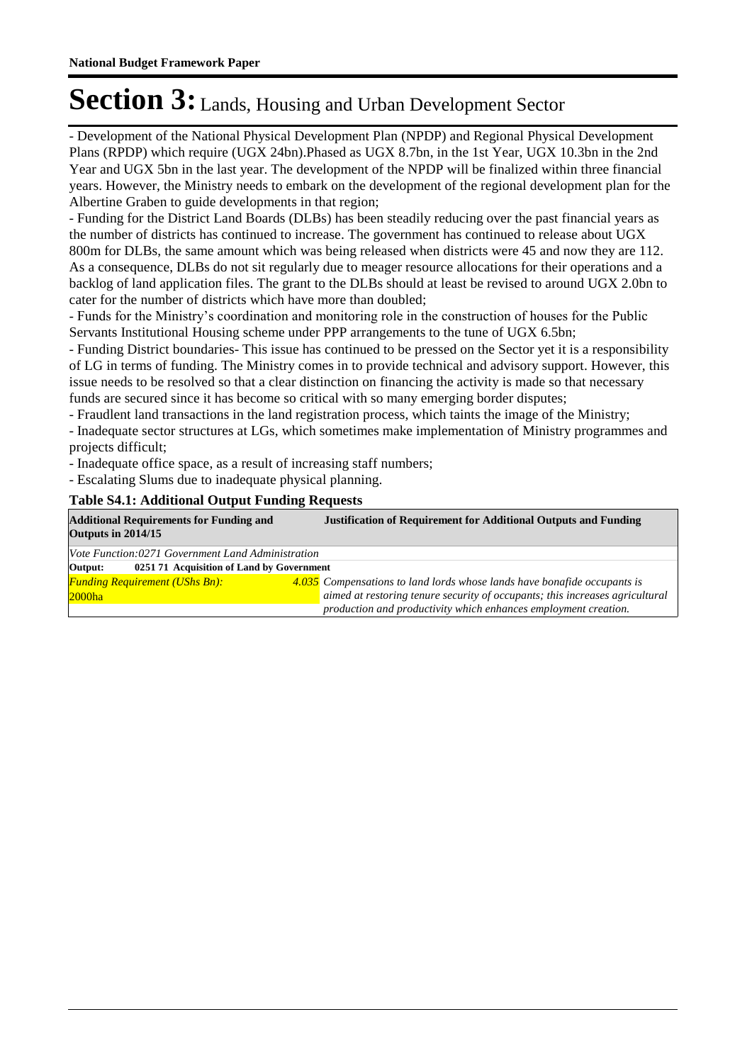# Section 3: Lands, Housing and Urban Development Sector

- Development of the National Physical Development Plan (NPDP) and Regional Physical Development Plans (RPDP) which require (UGX 24bn).Phased as UGX 8.7bn, in the 1st Year, UGX 10.3bn in the 2nd Year and UGX 5bn in the last year. The development of the NPDP will be finalized within three financial years. However, the Ministry needs to embark on the development of the regional development plan for the Albertine Graben to guide developments in that region;
- Funding for the District Land Boards (DLBs) has been steadily reducing over the past financial years as the number of districts has continued to increase. The government has continued to release about UGX 800m for DLBs, the same amount which was being released when districts were 45 and now they are 112. As a consequence, DLBs do not sit regularly due to meager resource allocations for their operations and a backlog of land application files. The grant to the DLBs should at least be revised to around UGX 2.0bn to cater for the number of districts which have more than doubled;
- Funds for the Ministry's coordination and monitoring role in the construction of houses for the Public Servants Institutional Housing scheme under PPP arrangements to the tune of UGX 6.5bn;
- Funding District boundaries- This issue has continued to be pressed on the Sector yet it is a responsibility of LG in terms of funding. The Ministry comes in to provide technical and advisory support. However, this issue needs to be resolved so that a clear distinction on financing the activity is made so that necessary funds are secured since it has become so critical with so many emerging border disputes;
- Fraudlent land transactions in the land registration process, which taints the image of the Ministry;
- Inadequate sector structures at LGs, which sometimes make implementation of Ministry programmes and projects difficult;
- Inadequate office space, as a result of increasing staff numbers;
- Escalating Slums due to inadequate physical planning.

### Table S4.1: Additional Output Funding Requests

| Additional Requirements for Funding and Outputs in 2014/15 | | Justification of Requirement for Additional Outputs and Funding |
|---|---|---|
| *Vote Function:0271 Government Land Administration* | | |
| **Output: 0251 71 Acquisition of Land by Government** | | |
| *Funding Requirement (UShs Bn):* 2000ha | *4.035* | *Compensations to land lords whose lands have bonafide occupants is aimed at restoring tenure security of occupants; this increases agricultural production and productivity which enhances employment creation.* |